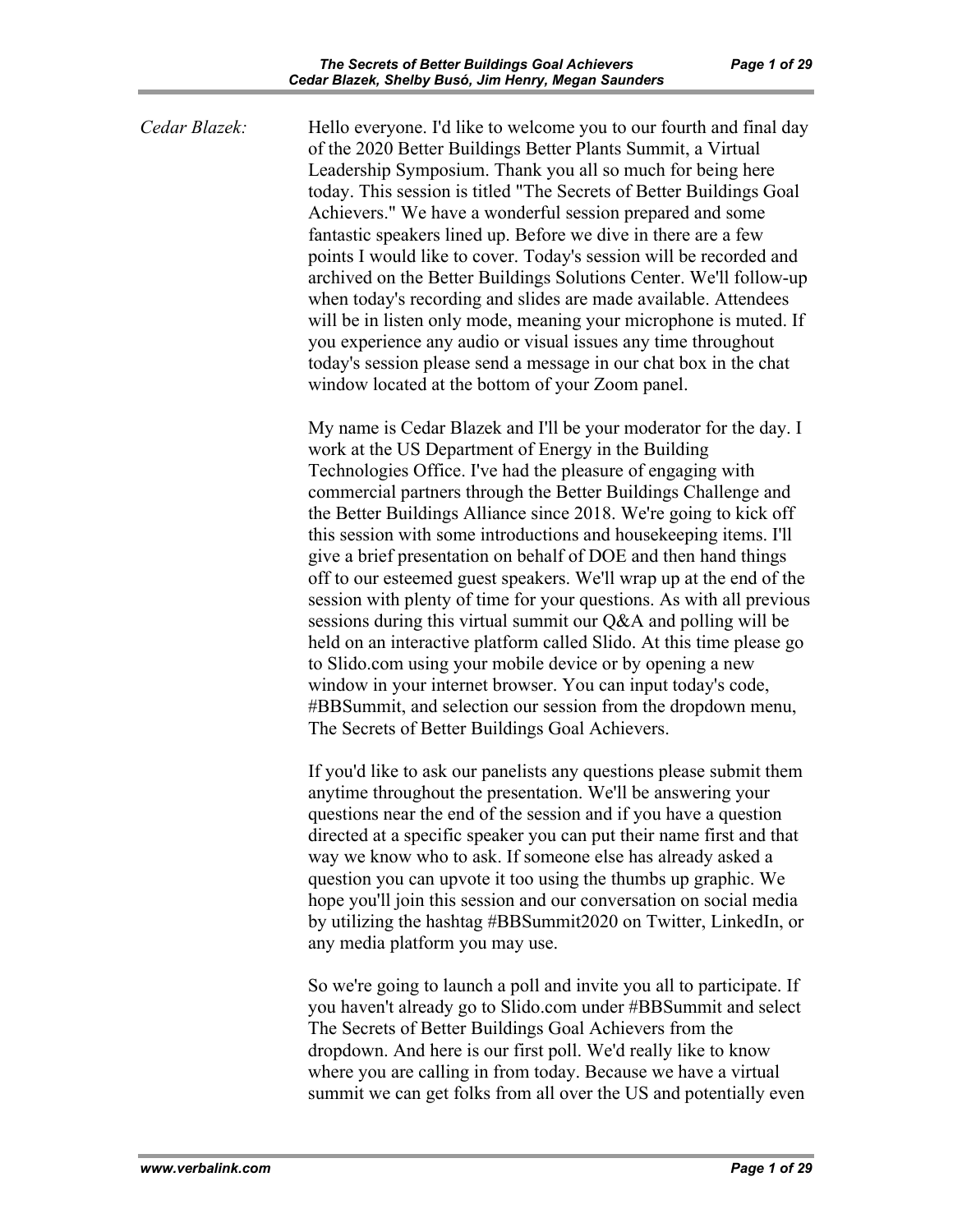*Cedar Blazek:* Hello everyone. I'd like to welcome you to our fourth and final day of the 2020 Better Buildings Better Plants Summit, a Virtual Leadership Symposium. Thank you all so much for being here today. This session is titled "The Secrets of Better Buildings Goal Achievers." We have a wonderful session prepared and some fantastic speakers lined up. Before we dive in there are a few points I would like to cover. Today's session will be recorded and archived on the Better Buildings Solutions Center. We'll follow-up when today's recording and slides are made available. Attendees will be in listen only mode, meaning your microphone is muted. If you experience any audio or visual issues any time throughout today's session please send a message in our chat box in the chat window located at the bottom of your Zoom panel.

My name is Cedar Blazek and I'll be your moderator for the day. I work at the US Department of Energy in the Building Technologies Office. I've had the pleasure of engaging with commercial partners through the Better Buildings Challenge and the Better Buildings Alliance since 2018. We're going to kick off this session with some introductions and housekeeping items. I'll give a brief presentation on behalf of DOE and then hand things off to our esteemed guest speakers. We'll wrap up at the end of the session with plenty of time for your questions. As with all previous sessions during this virtual summit our Q&A and polling will be held on an interactive platform called Slido. At this time please go to Slido.com using your mobile device or by opening a new window in your internet browser. You can input today's code, #BBSummit, and selection our session from the dropdown menu, The Secrets of Better Buildings Goal Achievers.

If you'd like to ask our panelists any questions please submit them anytime throughout the presentation. We'll be answering your questions near the end of the session and if you have a question directed at a specific speaker you can put their name first and that way we know who to ask. If someone else has already asked a question you can upvote it too using the thumbs up graphic. We hope you'll join this session and our conversation on social media by utilizing the hashtag #BBSummit2020 on Twitter, LinkedIn, or any media platform you may use.

So we're going to launch a poll and invite you all to participate. If you haven't already go to Slido.com under #BBSummit and select The Secrets of Better Buildings Goal Achievers from the dropdown. And here is our first poll. We'd really like to know where you are calling in from today. Because we have a virtual summit we can get folks from all over the US and potentially even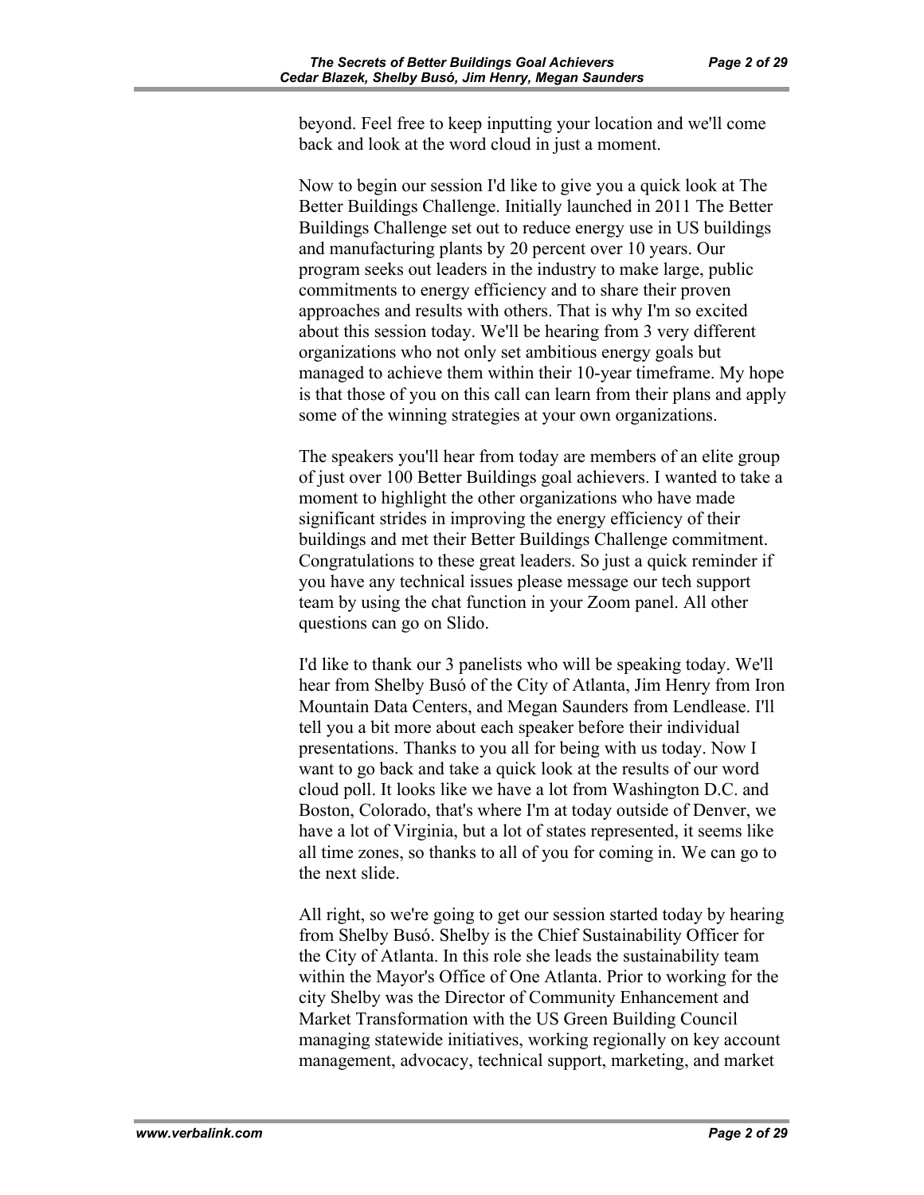beyond. Feel free to keep inputting your location and we'll come back and look at the word cloud in just a moment.

Now to begin our session I'd like to give you a quick look at The Better Buildings Challenge. Initially launched in 2011 The Better Buildings Challenge set out to reduce energy use in US buildings and manufacturing plants by 20 percent over 10 years. Our program seeks out leaders in the industry to make large, public commitments to energy efficiency and to share their proven approaches and results with others. That is why I'm so excited about this session today. We'll be hearing from 3 very different organizations who not only set ambitious energy goals but managed to achieve them within their 10-year timeframe. My hope is that those of you on this call can learn from their plans and apply some of the winning strategies at your own organizations.

The speakers you'll hear from today are members of an elite group of just over 100 Better Buildings goal achievers. I wanted to take a moment to highlight the other organizations who have made significant strides in improving the energy efficiency of their buildings and met their Better Buildings Challenge commitment. Congratulations to these great leaders. So just a quick reminder if you have any technical issues please message our tech support team by using the chat function in your Zoom panel. All other questions can go on Slido.

I'd like to thank our 3 panelists who will be speaking today. We'll hear from Shelby Busó of the City of Atlanta, Jim Henry from Iron Mountain Data Centers, and Megan Saunders from Lendlease. I'll tell you a bit more about each speaker before their individual presentations. Thanks to you all for being with us today. Now I want to go back and take a quick look at the results of our word cloud poll. It looks like we have a lot from Washington D.C. and Boston, Colorado, that's where I'm at today outside of Denver, we have a lot of Virginia, but a lot of states represented, it seems like all time zones, so thanks to all of you for coming in. We can go to the next slide.

All right, so we're going to get our session started today by hearing from Shelby Busó. Shelby is the Chief Sustainability Officer for the City of Atlanta. In this role she leads the sustainability team within the Mayor's Office of One Atlanta. Prior to working for the city Shelby was the Director of Community Enhancement and Market Transformation with the US Green Building Council managing statewide initiatives, working regionally on key account management, advocacy, technical support, marketing, and market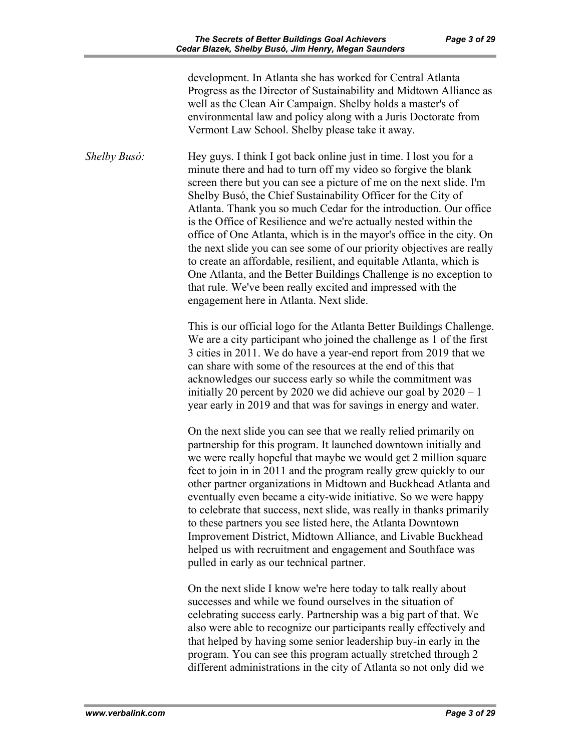development. In Atlanta she has worked for Central Atlanta Progress as the Director of Sustainability and Midtown Alliance as well as the Clean Air Campaign. Shelby holds a master's of environmental law and policy along with a Juris Doctorate from Vermont Law School. Shelby please take it away.

*Shelby Busó:* Hey guys. I think I got back online just in time. I lost you for a minute there and had to turn off my video so forgive the blank screen there but you can see a picture of me on the next slide. I'm Shelby Busó, the Chief Sustainability Officer for the City of Atlanta. Thank you so much Cedar for the introduction. Our office is the Office of Resilience and we're actually nested within the office of One Atlanta, which is in the mayor's office in the city. On the next slide you can see some of our priority objectives are really to create an affordable, resilient, and equitable Atlanta, which is One Atlanta, and the Better Buildings Challenge is no exception to that rule. We've been really excited and impressed with the engagement here in Atlanta. Next slide.

This is our official logo for the Atlanta Better Buildings Challenge. We are a city participant who joined the challenge as 1 of the first 3 cities in 2011. We do have a year-end report from 2019 that we can share with some of the resources at the end of this that acknowledges our success early so while the commitment was initially 20 percent by 2020 we did achieve our goal by 2020 – 1 year early in 2019 and that was for savings in energy and water.

On the next slide you can see that we really relied primarily on partnership for this program. It launched downtown initially and we were really hopeful that maybe we would get 2 million square feet to join in in 2011 and the program really grew quickly to our other partner organizations in Midtown and Buckhead Atlanta and eventually even became a city-wide initiative. So we were happy to celebrate that success, next slide, was really in thanks primarily to these partners you see listed here, the Atlanta Downtown Improvement District, Midtown Alliance, and Livable Buckhead helped us with recruitment and engagement and Southface was pulled in early as our technical partner.

On the next slide I know we're here today to talk really about successes and while we found ourselves in the situation of celebrating success early. Partnership was a big part of that. We also were able to recognize our participants really effectively and that helped by having some senior leadership buy-in early in the program. You can see this program actually stretched through 2 different administrations in the city of Atlanta so not only did we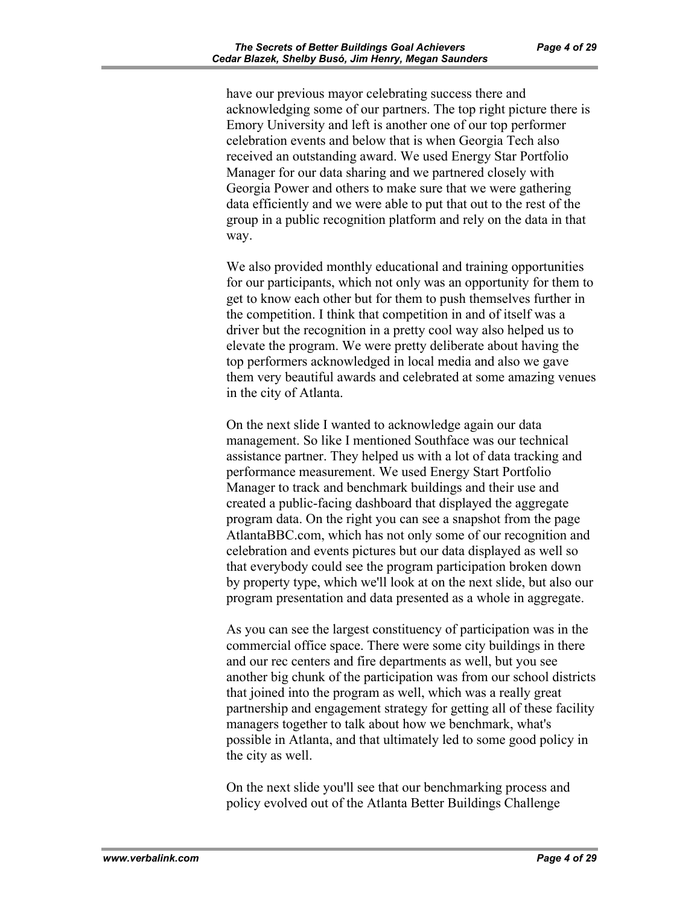have our previous mayor celebrating success there and acknowledging some of our partners. The top right picture there is Emory University and left is another one of our top performer celebration events and below that is when Georgia Tech also received an outstanding award. We used Energy Star Portfolio Manager for our data sharing and we partnered closely with Georgia Power and others to make sure that we were gathering data efficiently and we were able to put that out to the rest of the group in a public recognition platform and rely on the data in that way.

We also provided monthly educational and training opportunities for our participants, which not only was an opportunity for them to get to know each other but for them to push themselves further in the competition. I think that competition in and of itself was a driver but the recognition in a pretty cool way also helped us to elevate the program. We were pretty deliberate about having the top performers acknowledged in local media and also we gave them very beautiful awards and celebrated at some amazing venues in the city of Atlanta.

On the next slide I wanted to acknowledge again our data management. So like I mentioned Southface was our technical assistance partner. They helped us with a lot of data tracking and performance measurement. We used Energy Start Portfolio Manager to track and benchmark buildings and their use and created a public-facing dashboard that displayed the aggregate program data. On the right you can see a snapshot from the page AtlantaBBC.com, which has not only some of our recognition and celebration and events pictures but our data displayed as well so that everybody could see the program participation broken down by property type, which we'll look at on the next slide, but also our program presentation and data presented as a whole in aggregate.

As you can see the largest constituency of participation was in the commercial office space. There were some city buildings in there and our rec centers and fire departments as well, but you see another big chunk of the participation was from our school districts that joined into the program as well, which was a really great partnership and engagement strategy for getting all of these facility managers together to talk about how we benchmark, what's possible in Atlanta, and that ultimately led to some good policy in the city as well.

On the next slide you'll see that our benchmarking process and policy evolved out of the Atlanta Better Buildings Challenge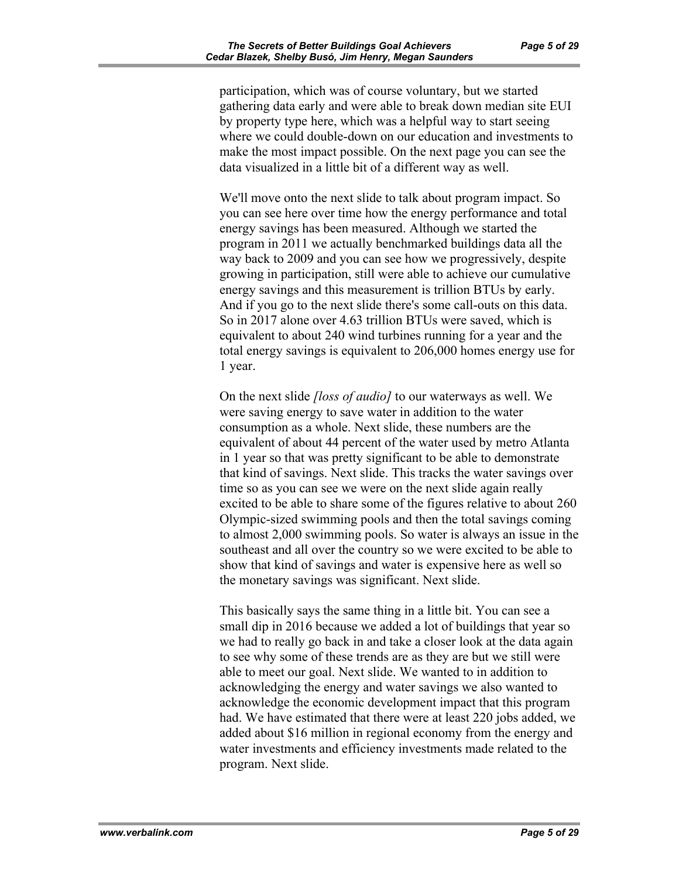participation, which was of course voluntary, but we started gathering data early and were able to break down median site EUI by property type here, which was a helpful way to start seeing where we could double-down on our education and investments to make the most impact possible. On the next page you can see the data visualized in a little bit of a different way as well.

We'll move onto the next slide to talk about program impact. So you can see here over time how the energy performance and total energy savings has been measured. Although we started the program in 2011 we actually benchmarked buildings data all the way back to 2009 and you can see how we progressively, despite growing in participation, still were able to achieve our cumulative energy savings and this measurement is trillion BTUs by early. And if you go to the next slide there's some call-outs on this data. So in 2017 alone over 4.63 trillion BTUs were saved, which is equivalent to about 240 wind turbines running for a year and the total energy savings is equivalent to 206,000 homes energy use for 1 year.

On the next slide *[loss of audio]* to our waterways as well. We were saving energy to save water in addition to the water consumption as a whole. Next slide, these numbers are the equivalent of about 44 percent of the water used by metro Atlanta in 1 year so that was pretty significant to be able to demonstrate that kind of savings. Next slide. This tracks the water savings over time so as you can see we were on the next slide again really excited to be able to share some of the figures relative to about 260 Olympic-sized swimming pools and then the total savings coming to almost 2,000 swimming pools. So water is always an issue in the southeast and all over the country so we were excited to be able to show that kind of savings and water is expensive here as well so the monetary savings was significant. Next slide.

This basically says the same thing in a little bit. You can see a small dip in 2016 because we added a lot of buildings that year so we had to really go back in and take a closer look at the data again to see why some of these trends are as they are but we still were able to meet our goal. Next slide. We wanted to in addition to acknowledging the energy and water savings we also wanted to acknowledge the economic development impact that this program had. We have estimated that there were at least 220 jobs added, we added about $16 million in regional economy from the energy and water investments and efficiency investments made related to the program. Next slide.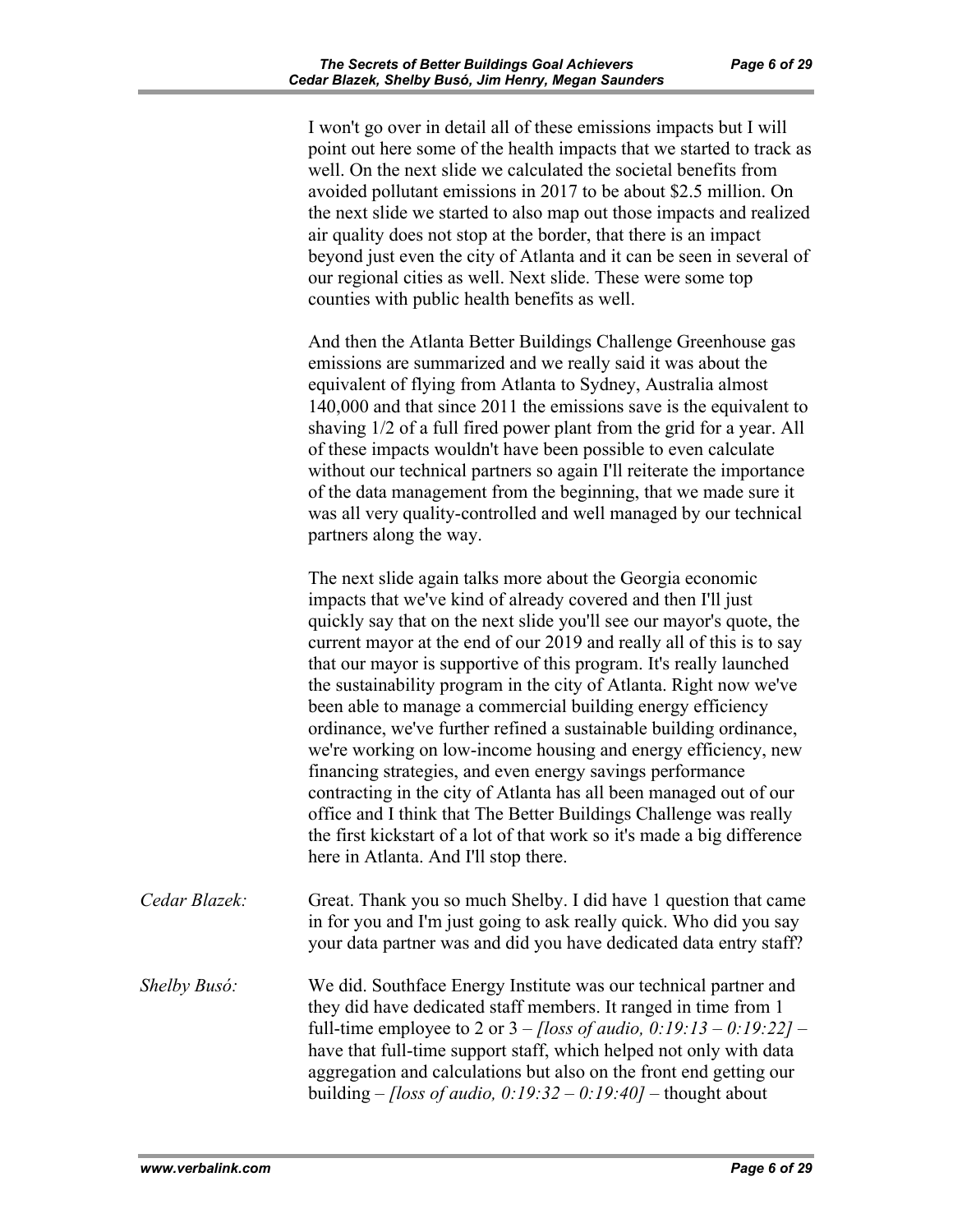I won't go over in detail all of these emissions impacts but I will point out here some of the health impacts that we started to track as well. On the next slide we calculated the societal benefits from avoided pollutant emissions in 2017 to be about $2.5 million. On the next slide we started to also map out those impacts and realized air quality does not stop at the border, that there is an impact beyond just even the city of Atlanta and it can be seen in several of our regional cities as well. Next slide. These were some top counties with public health benefits as well.

And then the Atlanta Better Buildings Challenge Greenhouse gas emissions are summarized and we really said it was about the equivalent of flying from Atlanta to Sydney, Australia almost 140,000 and that since 2011 the emissions save is the equivalent to shaving 1/2 of a full fired power plant from the grid for a year. All of these impacts wouldn't have been possible to even calculate without our technical partners so again I'll reiterate the importance of the data management from the beginning, that we made sure it was all very quality-controlled and well managed by our technical partners along the way.

The next slide again talks more about the Georgia economic impacts that we've kind of already covered and then I'll just quickly say that on the next slide you'll see our mayor's quote, the current mayor at the end of our 2019 and really all of this is to say that our mayor is supportive of this program. It's really launched the sustainability program in the city of Atlanta. Right now we've been able to manage a commercial building energy efficiency ordinance, we've further refined a sustainable building ordinance, we're working on low-income housing and energy efficiency, new financing strategies, and even energy savings performance contracting in the city of Atlanta has all been managed out of our office and I think that The Better Buildings Challenge was really the first kickstart of a lot of that work so it's made a big difference here in Atlanta. And I'll stop there.

*Cedar Blazek:* Great. Thank you so much Shelby. I did have 1 question that came in for you and I'm just going to ask really quick. Who did you say your data partner was and did you have dedicated data entry staff?

*Shelby Busó:* We did. Southface Energy Institute was our technical partner and they did have dedicated staff members. It ranged in time from 1 full-time employee to 2 or 3 – *[loss of audio, 0:19:13 – 0:19:22]* – have that full-time support staff, which helped not only with data aggregation and calculations but also on the front end getting our building – *[loss of audio, 0:19:32 – 0:19:40]* – thought about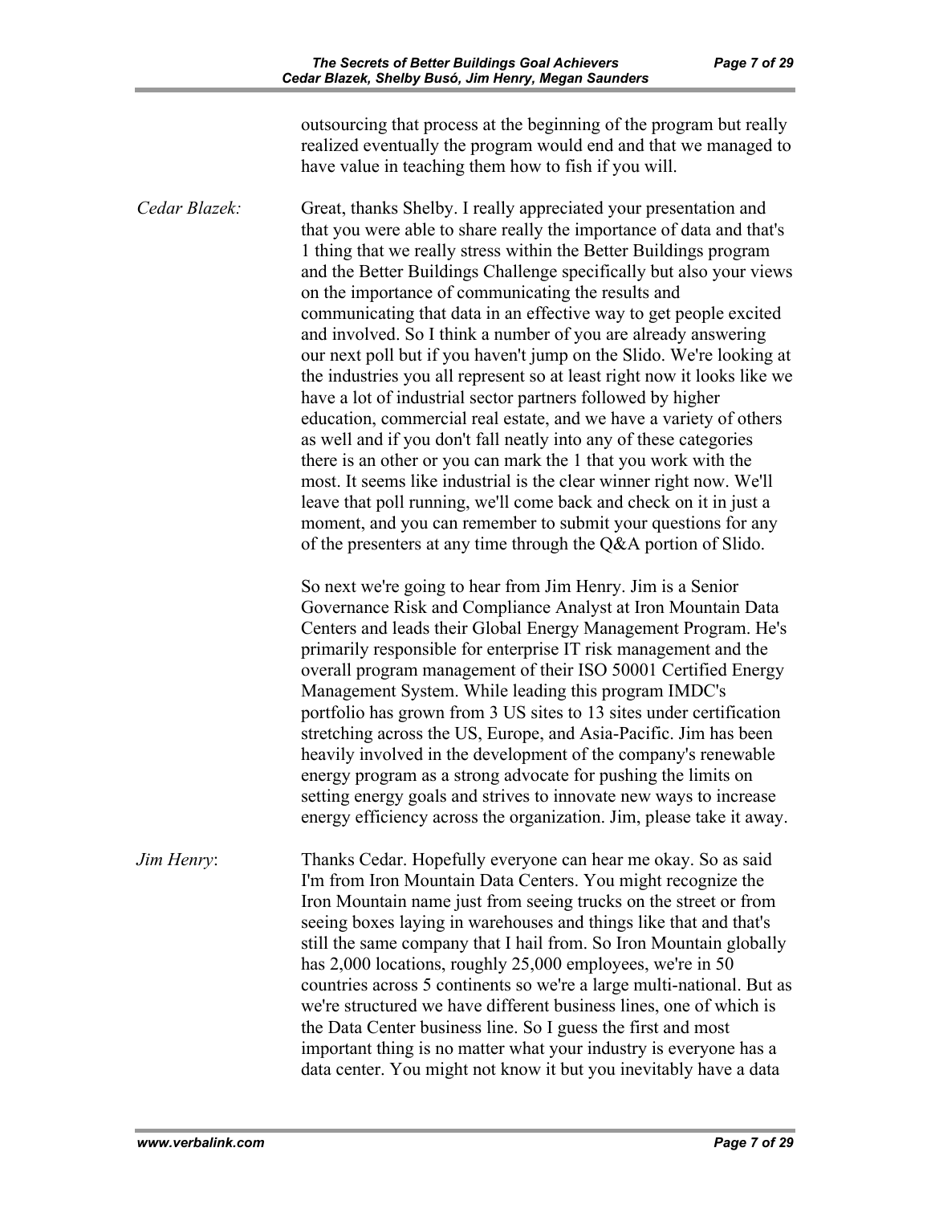outsourcing that process at the beginning of the program but really realized eventually the program would end and that we managed to have value in teaching them how to fish if you will.

*Cedar Blazek:* Great, thanks Shelby. I really appreciated your presentation and that you were able to share really the importance of data and that's 1 thing that we really stress within the Better Buildings program and the Better Buildings Challenge specifically but also your views on the importance of communicating the results and communicating that data in an effective way to get people excited and involved. So I think a number of you are already answering our next poll but if you haven't jump on the Slido. We're looking at the industries you all represent so at least right now it looks like we have a lot of industrial sector partners followed by higher education, commercial real estate, and we have a variety of others as well and if you don't fall neatly into any of these categories there is an other or you can mark the 1 that you work with the most. It seems like industrial is the clear winner right now. We'll leave that poll running, we'll come back and check on it in just a moment, and you can remember to submit your questions for any of the presenters at any time through the Q&A portion of Slido.

So next we're going to hear from Jim Henry. Jim is a Senior Governance Risk and Compliance Analyst at Iron Mountain Data Centers and leads their Global Energy Management Program. He's primarily responsible for enterprise IT risk management and the overall program management of their ISO 50001 Certified Energy Management System. While leading this program IMDC's portfolio has grown from 3 US sites to 13 sites under certification stretching across the US, Europe, and Asia-Pacific. Jim has been heavily involved in the development of the company's renewable energy program as a strong advocate for pushing the limits on setting energy goals and strives to innovate new ways to increase energy efficiency across the organization. Jim, please take it away.

*Jim Henry*: Thanks Cedar. Hopefully everyone can hear me okay. So as said I'm from Iron Mountain Data Centers. You might recognize the Iron Mountain name just from seeing trucks on the street or from seeing boxes laying in warehouses and things like that and that's still the same company that I hail from. So Iron Mountain globally has 2,000 locations, roughly 25,000 employees, we're in 50 countries across 5 continents so we're a large multi-national. But as we're structured we have different business lines, one of which is the Data Center business line. So I guess the first and most important thing is no matter what your industry is everyone has a data center. You might not know it but you inevitably have a data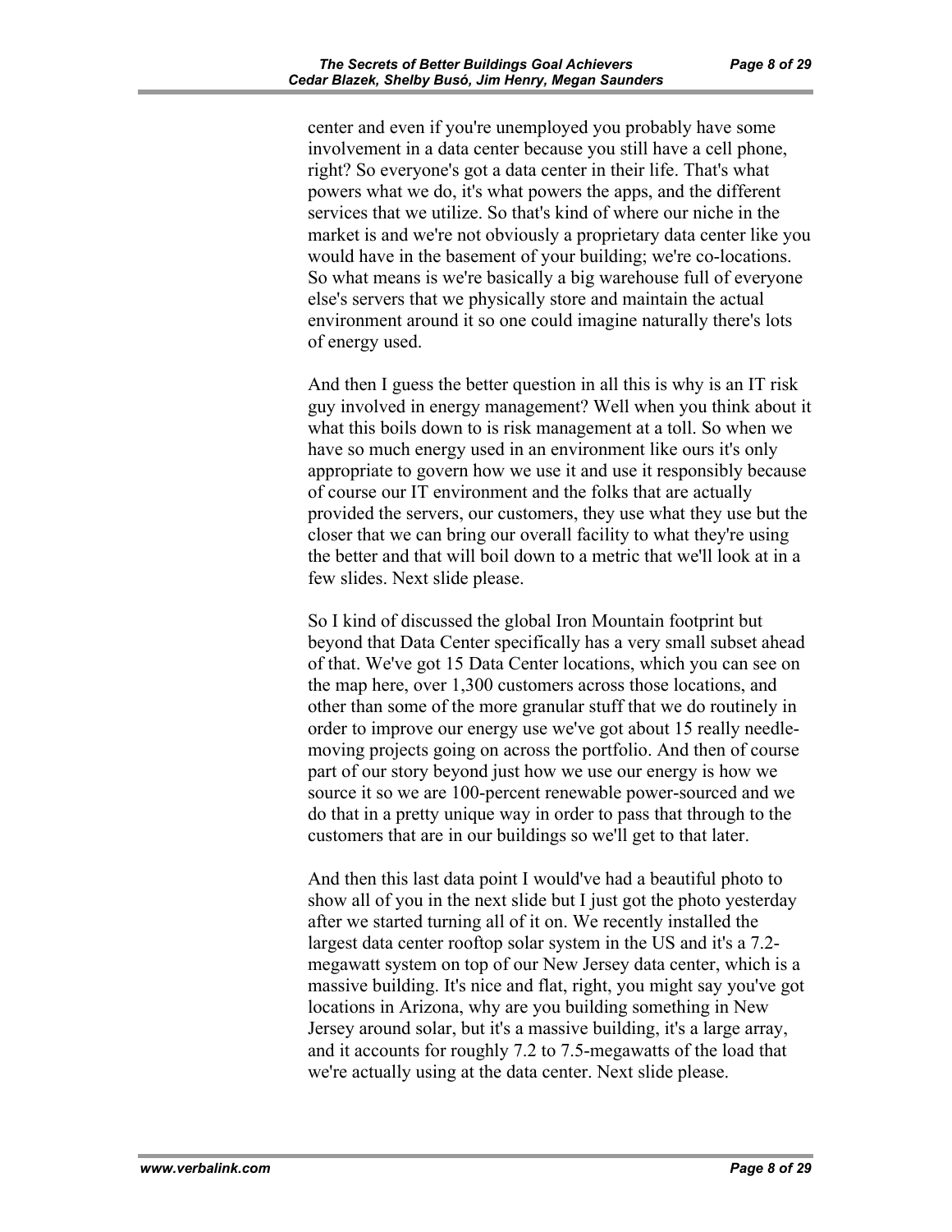center and even if you're unemployed you probably have some involvement in a data center because you still have a cell phone, right? So everyone's got a data center in their life. That's what powers what we do, it's what powers the apps, and the different services that we utilize. So that's kind of where our niche in the market is and we're not obviously a proprietary data center like you would have in the basement of your building; we're co-locations. So what means is we're basically a big warehouse full of everyone else's servers that we physically store and maintain the actual environment around it so one could imagine naturally there's lots of energy used.

And then I guess the better question in all this is why is an IT risk guy involved in energy management? Well when you think about it what this boils down to is risk management at a toll. So when we have so much energy used in an environment like ours it's only appropriate to govern how we use it and use it responsibly because of course our IT environment and the folks that are actually provided the servers, our customers, they use what they use but the closer that we can bring our overall facility to what they're using the better and that will boil down to a metric that we'll look at in a few slides. Next slide please.

So I kind of discussed the global Iron Mountain footprint but beyond that Data Center specifically has a very small subset ahead of that. We've got 15 Data Center locations, which you can see on the map here, over 1,300 customers across those locations, and other than some of the more granular stuff that we do routinely in order to improve our energy use we've got about 15 really needle-moving projects going on across the portfolio. And then of course part of our story beyond just how we use our energy is how we source it so we are 100-percent renewable power-sourced and we do that in a pretty unique way in order to pass that through to the customers that are in our buildings so we'll get to that later.

And then this last data point I would've had a beautiful photo to show all of you in the next slide but I just got the photo yesterday after we started turning all of it on. We recently installed the largest data center rooftop solar system in the US and it's a 7.2-megawatt system on top of our New Jersey data center, which is a massive building. It's nice and flat, right, you might say you've got locations in Arizona, why are you building something in New Jersey around solar, but it's a massive building, it's a large array, and it accounts for roughly 7.2 to 7.5-megawatts of the load that we're actually using at the data center. Next slide please.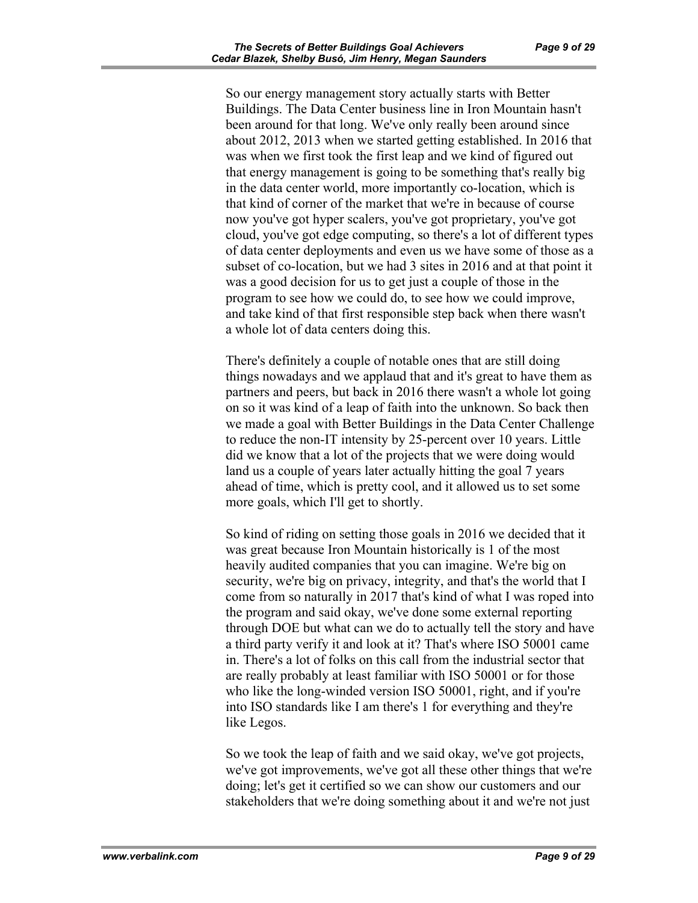So our energy management story actually starts with Better Buildings. The Data Center business line in Iron Mountain hasn't been around for that long. We've only really been around since about 2012, 2013 when we started getting established. In 2016 that was when we first took the first leap and we kind of figured out that energy management is going to be something that's really big in the data center world, more importantly co-location, which is that kind of corner of the market that we're in because of course now you've got hyper scalers, you've got proprietary, you've got cloud, you've got edge computing, so there's a lot of different types of data center deployments and even us we have some of those as a subset of co-location, but we had 3 sites in 2016 and at that point it was a good decision for us to get just a couple of those in the program to see how we could do, to see how we could improve, and take kind of that first responsible step back when there wasn't a whole lot of data centers doing this.

There's definitely a couple of notable ones that are still doing things nowadays and we applaud that and it's great to have them as partners and peers, but back in 2016 there wasn't a whole lot going on so it was kind of a leap of faith into the unknown. So back then we made a goal with Better Buildings in the Data Center Challenge to reduce the non-IT intensity by 25-percent over 10 years. Little did we know that a lot of the projects that we were doing would land us a couple of years later actually hitting the goal 7 years ahead of time, which is pretty cool, and it allowed us to set some more goals, which I'll get to shortly.

So kind of riding on setting those goals in 2016 we decided that it was great because Iron Mountain historically is 1 of the most heavily audited companies that you can imagine. We're big on security, we're big on privacy, integrity, and that's the world that I come from so naturally in 2017 that's kind of what I was roped into the program and said okay, we've done some external reporting through DOE but what can we do to actually tell the story and have a third party verify it and look at it? That's where ISO 50001 came in. There's a lot of folks on this call from the industrial sector that are really probably at least familiar with ISO 50001 or for those who like the long-winded version ISO 50001, right, and if you're into ISO standards like I am there's 1 for everything and they're like Legos.

So we took the leap of faith and we said okay, we've got projects, we've got improvements, we've got all these other things that we're doing; let's get it certified so we can show our customers and our stakeholders that we're doing something about it and we're not just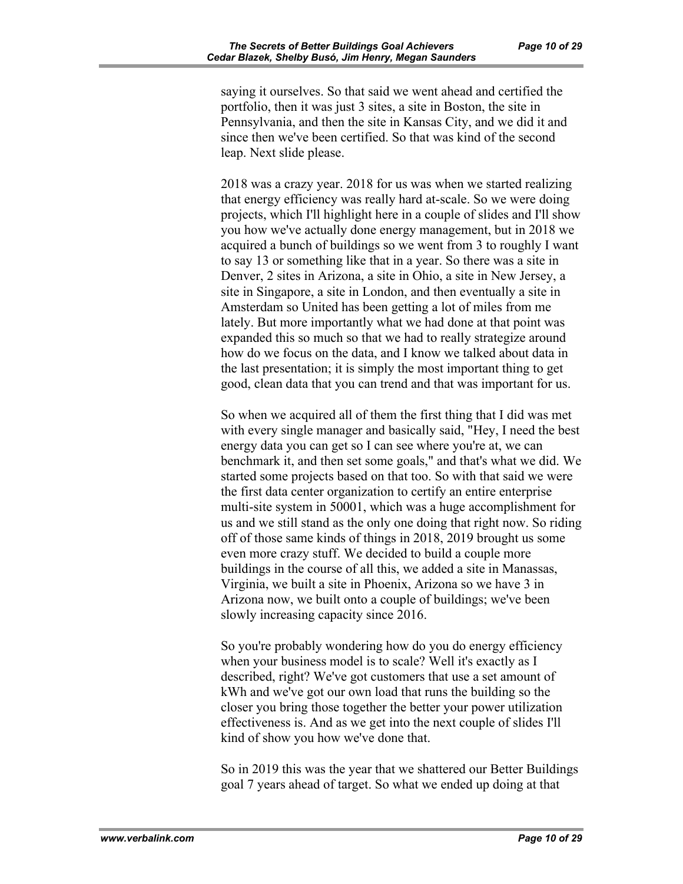saying it ourselves. So that said we went ahead and certified the portfolio, then it was just 3 sites, a site in Boston, the site in Pennsylvania, and then the site in Kansas City, and we did it and since then we've been certified. So that was kind of the second leap. Next slide please.

2018 was a crazy year. 2018 for us was when we started realizing that energy efficiency was really hard at-scale. So we were doing projects, which I'll highlight here in a couple of slides and I'll show you how we've actually done energy management, but in 2018 we acquired a bunch of buildings so we went from 3 to roughly I want to say 13 or something like that in a year. So there was a site in Denver, 2 sites in Arizona, a site in Ohio, a site in New Jersey, a site in Singapore, a site in London, and then eventually a site in Amsterdam so United has been getting a lot of miles from me lately. But more importantly what we had done at that point was expanded this so much so that we had to really strategize around how do we focus on the data, and I know we talked about data in the last presentation; it is simply the most important thing to get good, clean data that you can trend and that was important for us.

So when we acquired all of them the first thing that I did was met with every single manager and basically said, "Hey, I need the best energy data you can get so I can see where you're at, we can benchmark it, and then set some goals," and that's what we did. We started some projects based on that too. So with that said we were the first data center organization to certify an entire enterprise multi-site system in 50001, which was a huge accomplishment for us and we still stand as the only one doing that right now. So riding off of those same kinds of things in 2018, 2019 brought us some even more crazy stuff. We decided to build a couple more buildings in the course of all this, we added a site in Manassas, Virginia, we built a site in Phoenix, Arizona so we have 3 in Arizona now, we built onto a couple of buildings; we've been slowly increasing capacity since 2016.

So you're probably wondering how do you do energy efficiency when your business model is to scale? Well it's exactly as I described, right? We've got customers that use a set amount of kWh and we've got our own load that runs the building so the closer you bring those together the better your power utilization effectiveness is. And as we get into the next couple of slides I'll kind of show you how we've done that.

So in 2019 this was the year that we shattered our Better Buildings goal 7 years ahead of target. So what we ended up doing at that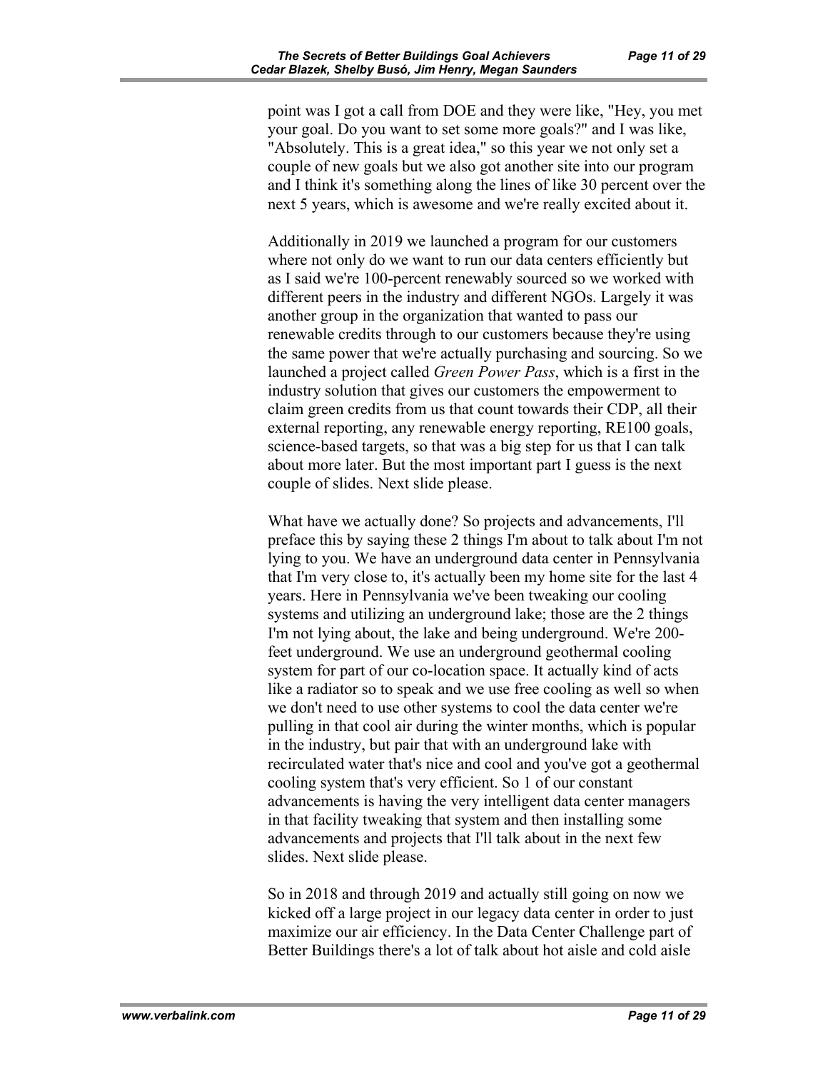point was I got a call from DOE and they were like, "Hey, you met your goal. Do you want to set some more goals?" and I was like, "Absolutely. This is a great idea," so this year we not only set a couple of new goals but we also got another site into our program and I think it's something along the lines of like 30 percent over the next 5 years, which is awesome and we're really excited about it.

Additionally in 2019 we launched a program for our customers where not only do we want to run our data centers efficiently but as I said we're 100-percent renewably sourced so we worked with different peers in the industry and different NGOs. Largely it was another group in the organization that wanted to pass our renewable credits through to our customers because they're using the same power that we're actually purchasing and sourcing. So we launched a project called *Green Power Pass*, which is a first in the industry solution that gives our customers the empowerment to claim green credits from us that count towards their CDP, all their external reporting, any renewable energy reporting, RE100 goals, science-based targets, so that was a big step for us that I can talk about more later. But the most important part I guess is the next couple of slides. Next slide please.

What have we actually done? So projects and advancements, I'll preface this by saying these 2 things I'm about to talk about I'm not lying to you. We have an underground data center in Pennsylvania that I'm very close to, it's actually been my home site for the last 4 years. Here in Pennsylvania we've been tweaking our cooling systems and utilizing an underground lake; those are the 2 things I'm not lying about, the lake and being underground. We're 200-feet underground. We use an underground geothermal cooling system for part of our co-location space. It actually kind of acts like a radiator so to speak and we use free cooling as well so when we don't need to use other systems to cool the data center we're pulling in that cool air during the winter months, which is popular in the industry, but pair that with an underground lake with recirculated water that's nice and cool and you've got a geothermal cooling system that's very efficient. So 1 of our constant advancements is having the very intelligent data center managers in that facility tweaking that system and then installing some advancements and projects that I'll talk about in the next few slides. Next slide please.

So in 2018 and through 2019 and actually still going on now we kicked off a large project in our legacy data center in order to just maximize our air efficiency. In the Data Center Challenge part of Better Buildings there's a lot of talk about hot aisle and cold aisle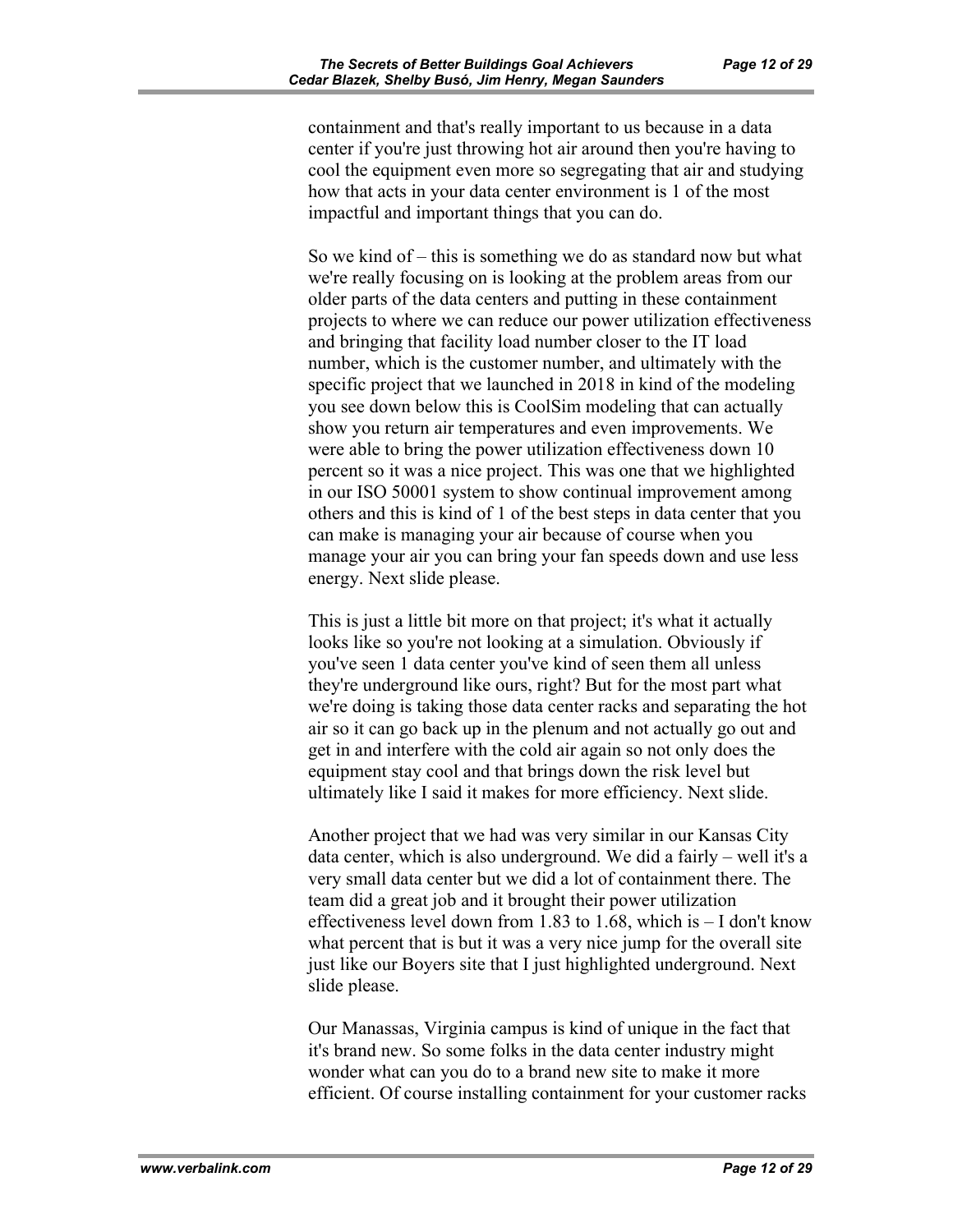containment and that's really important to us because in a data center if you're just throwing hot air around then you're having to cool the equipment even more so segregating that air and studying how that acts in your data center environment is 1 of the most impactful and important things that you can do.

So we kind of – this is something we do as standard now but what we're really focusing on is looking at the problem areas from our older parts of the data centers and putting in these containment projects to where we can reduce our power utilization effectiveness and bringing that facility load number closer to the IT load number, which is the customer number, and ultimately with the specific project that we launched in 2018 in kind of the modeling you see down below this is CoolSim modeling that can actually show you return air temperatures and even improvements. We were able to bring the power utilization effectiveness down 10 percent so it was a nice project. This was one that we highlighted in our ISO 50001 system to show continual improvement among others and this is kind of 1 of the best steps in data center that you can make is managing your air because of course when you manage your air you can bring your fan speeds down and use less energy. Next slide please.

This is just a little bit more on that project; it's what it actually looks like so you're not looking at a simulation. Obviously if you've seen 1 data center you've kind of seen them all unless they're underground like ours, right? But for the most part what we're doing is taking those data center racks and separating the hot air so it can go back up in the plenum and not actually go out and get in and interfere with the cold air again so not only does the equipment stay cool and that brings down the risk level but ultimately like I said it makes for more efficiency. Next slide.

Another project that we had was very similar in our Kansas City data center, which is also underground. We did a fairly – well it's a very small data center but we did a lot of containment there. The team did a great job and it brought their power utilization effectiveness level down from 1.83 to 1.68, which is – I don't know what percent that is but it was a very nice jump for the overall site just like our Boyers site that I just highlighted underground. Next slide please.

Our Manassas, Virginia campus is kind of unique in the fact that it's brand new. So some folks in the data center industry might wonder what can you do to a brand new site to make it more efficient. Of course installing containment for your customer racks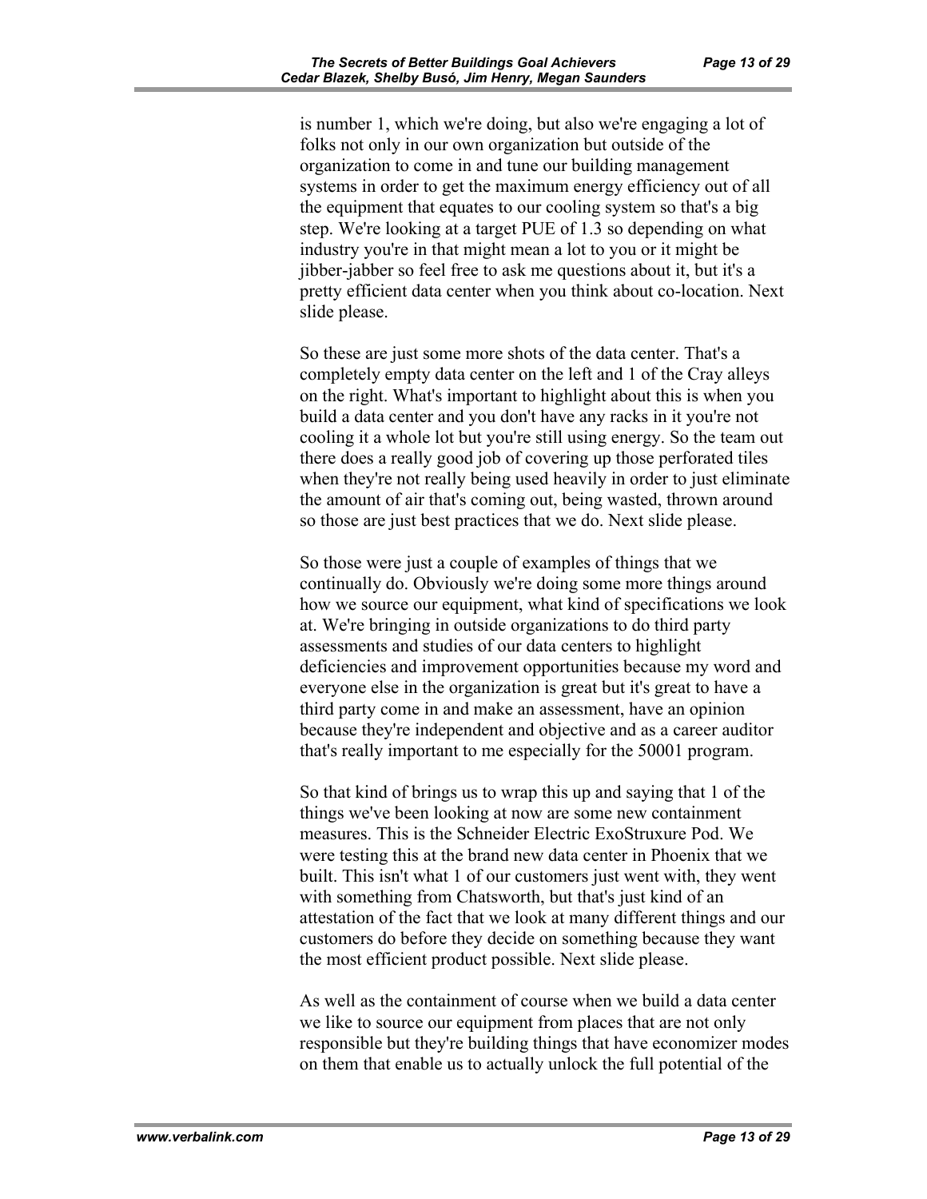is number 1, which we're doing, but also we're engaging a lot of folks not only in our own organization but outside of the organization to come in and tune our building management systems in order to get the maximum energy efficiency out of all the equipment that equates to our cooling system so that's a big step. We're looking at a target PUE of 1.3 so depending on what industry you're in that might mean a lot to you or it might be jibber-jabber so feel free to ask me questions about it, but it's a pretty efficient data center when you think about co-location. Next slide please.

So these are just some more shots of the data center. That's a completely empty data center on the left and 1 of the Cray alleys on the right. What's important to highlight about this is when you build a data center and you don't have any racks in it you're not cooling it a whole lot but you're still using energy. So the team out there does a really good job of covering up those perforated tiles when they're not really being used heavily in order to just eliminate the amount of air that's coming out, being wasted, thrown around so those are just best practices that we do. Next slide please.

So those were just a couple of examples of things that we continually do. Obviously we're doing some more things around how we source our equipment, what kind of specifications we look at. We're bringing in outside organizations to do third party assessments and studies of our data centers to highlight deficiencies and improvement opportunities because my word and everyone else in the organization is great but it's great to have a third party come in and make an assessment, have an opinion because they're independent and objective and as a career auditor that's really important to me especially for the 50001 program.

So that kind of brings us to wrap this up and saying that 1 of the things we've been looking at now are some new containment measures. This is the Schneider Electric ExoStruxure Pod. We were testing this at the brand new data center in Phoenix that we built. This isn't what 1 of our customers just went with, they went with something from Chatsworth, but that's just kind of an attestation of the fact that we look at many different things and our customers do before they decide on something because they want the most efficient product possible. Next slide please.

As well as the containment of course when we build a data center we like to source our equipment from places that are not only responsible but they're building things that have economizer modes on them that enable us to actually unlock the full potential of the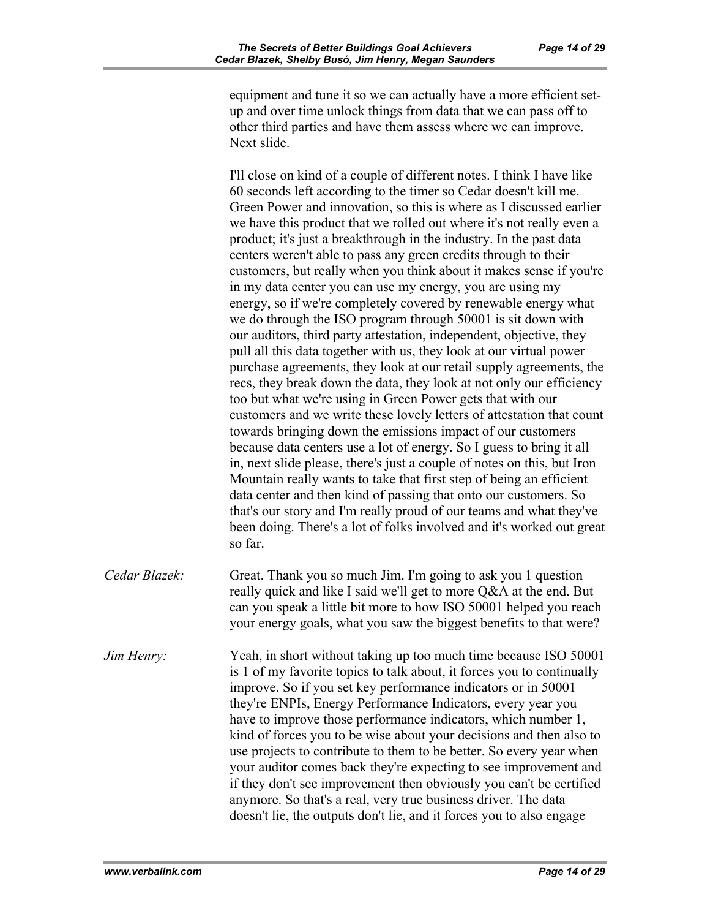equipment and tune it so we can actually have a more efficient set-up and over time unlock things from data that we can pass off to other third parties and have them assess where we can improve. Next slide.

I'll close on kind of a couple of different notes. I think I have like 60 seconds left according to the timer so Cedar doesn't kill me. Green Power and innovation, so this is where as I discussed earlier we have this product that we rolled out where it's not really even a product; it's just a breakthrough in the industry. In the past data centers weren't able to pass any green credits through to their customers, but really when you think about it makes sense if you're in my data center you can use my energy, you are using my energy, so if we're completely covered by renewable energy what we do through the ISO program through 50001 is sit down with our auditors, third party attestation, independent, objective, they pull all this data together with us, they look at our virtual power purchase agreements, they look at our retail supply agreements, the recs, they break down the data, they look at not only our efficiency too but what we're using in Green Power gets that with our customers and we write these lovely letters of attestation that count towards bringing down the emissions impact of our customers because data centers use a lot of energy. So I guess to bring it all in, next slide please, there's just a couple of notes on this, but Iron Mountain really wants to take that first step of being an efficient data center and then kind of passing that onto our customers. So that's our story and I'm really proud of our teams and what they've been doing. There's a lot of folks involved and it's worked out great so far.

*Cedar Blazek:* Great. Thank you so much Jim. I'm going to ask you 1 question really quick and like I said we'll get to more Q&A at the end. But can you speak a little bit more to how ISO 50001 helped you reach your energy goals, what you saw the biggest benefits to that were?

*Jim Henry:* Yeah, in short without taking up too much time because ISO 50001 is 1 of my favorite topics to talk about, it forces you to continually improve. So if you set key performance indicators or in 50001 they're ENPIs, Energy Performance Indicators, every year you have to improve those performance indicators, which number 1, kind of forces you to be wise about your decisions and then also to use projects to contribute to them to be better. So every year when your auditor comes back they're expecting to see improvement and if they don't see improvement then obviously you can't be certified anymore. So that's a real, very true business driver. The data doesn't lie, the outputs don't lie, and it forces you to also engage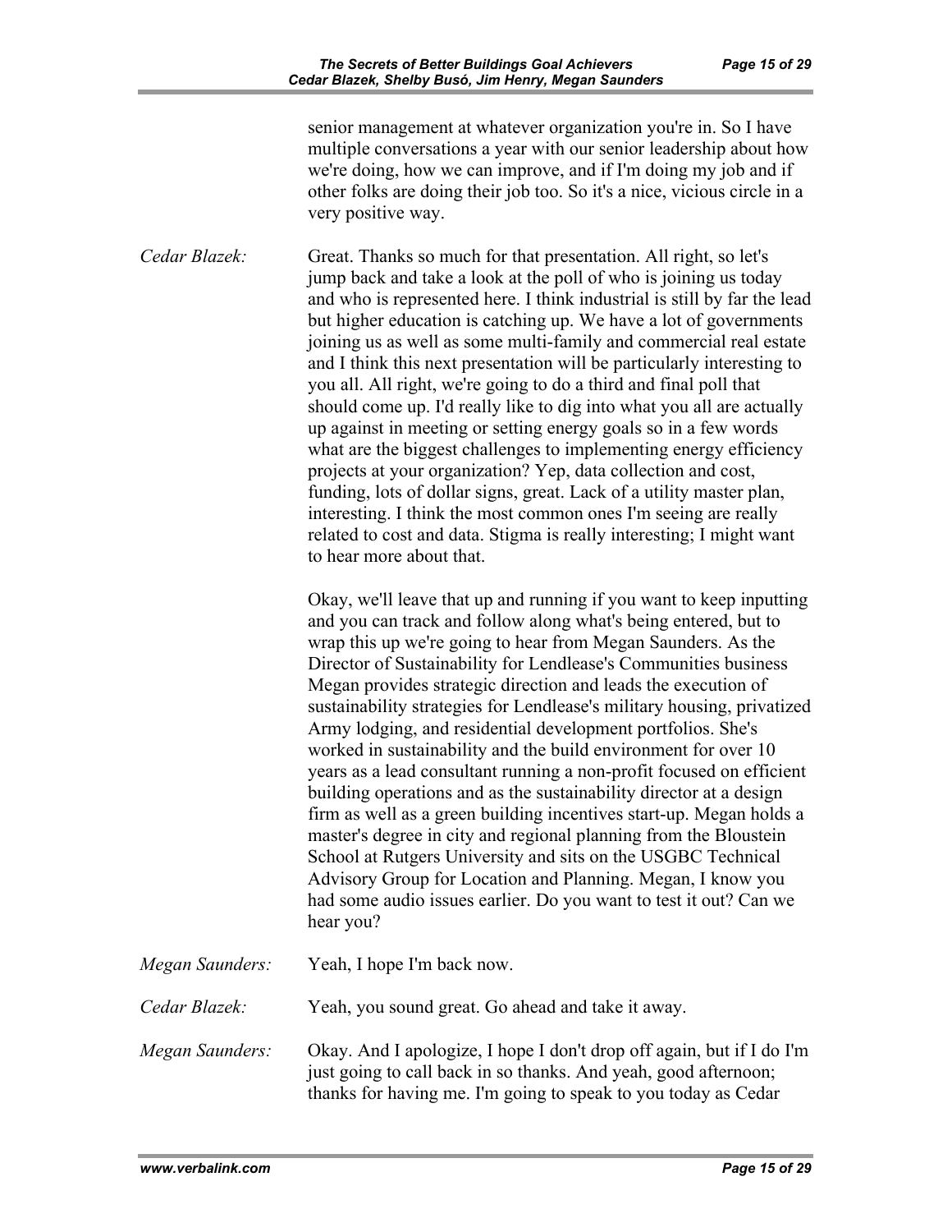senior management at whatever organization you're in. So I have multiple conversations a year with our senior leadership about how we're doing, how we can improve, and if I'm doing my job and if other folks are doing their job too. So it's a nice, vicious circle in a very positive way.

*Cedar Blazek:* Great. Thanks so much for that presentation. All right, so let's jump back and take a look at the poll of who is joining us today and who is represented here. I think industrial is still by far the lead but higher education is catching up. We have a lot of governments joining us as well as some multi-family and commercial real estate and I think this next presentation will be particularly interesting to you all. All right, we're going to do a third and final poll that should come up. I'd really like to dig into what you all are actually up against in meeting or setting energy goals so in a few words what are the biggest challenges to implementing energy efficiency projects at your organization? Yep, data collection and cost, funding, lots of dollar signs, great. Lack of a utility master plan, interesting. I think the most common ones I'm seeing are really related to cost and data. Stigma is really interesting; I might want to hear more about that.

Okay, we'll leave that up and running if you want to keep inputting and you can track and follow along what's being entered, but to wrap this up we're going to hear from Megan Saunders. As the Director of Sustainability for Lendlease's Communities business Megan provides strategic direction and leads the execution of sustainability strategies for Lendlease's military housing, privatized Army lodging, and residential development portfolios. She's worked in sustainability and the build environment for over 10 years as a lead consultant running a non-profit focused on efficient building operations and as the sustainability director at a design firm as well as a green building incentives start-up. Megan holds a master's degree in city and regional planning from the Bloustein School at Rutgers University and sits on the USGBC Technical Advisory Group for Location and Planning. Megan, I know you had some audio issues earlier. Do you want to test it out? Can we hear you?

*Megan Saunders:* Yeah, I hope I'm back now.

*Cedar Blazek:* Yeah, you sound great. Go ahead and take it away.

*Megan Saunders:* Okay. And I apologize, I hope I don't drop off again, but if I do I'm just going to call back in so thanks. And yeah, good afternoon; thanks for having me. I'm going to speak to you today as Cedar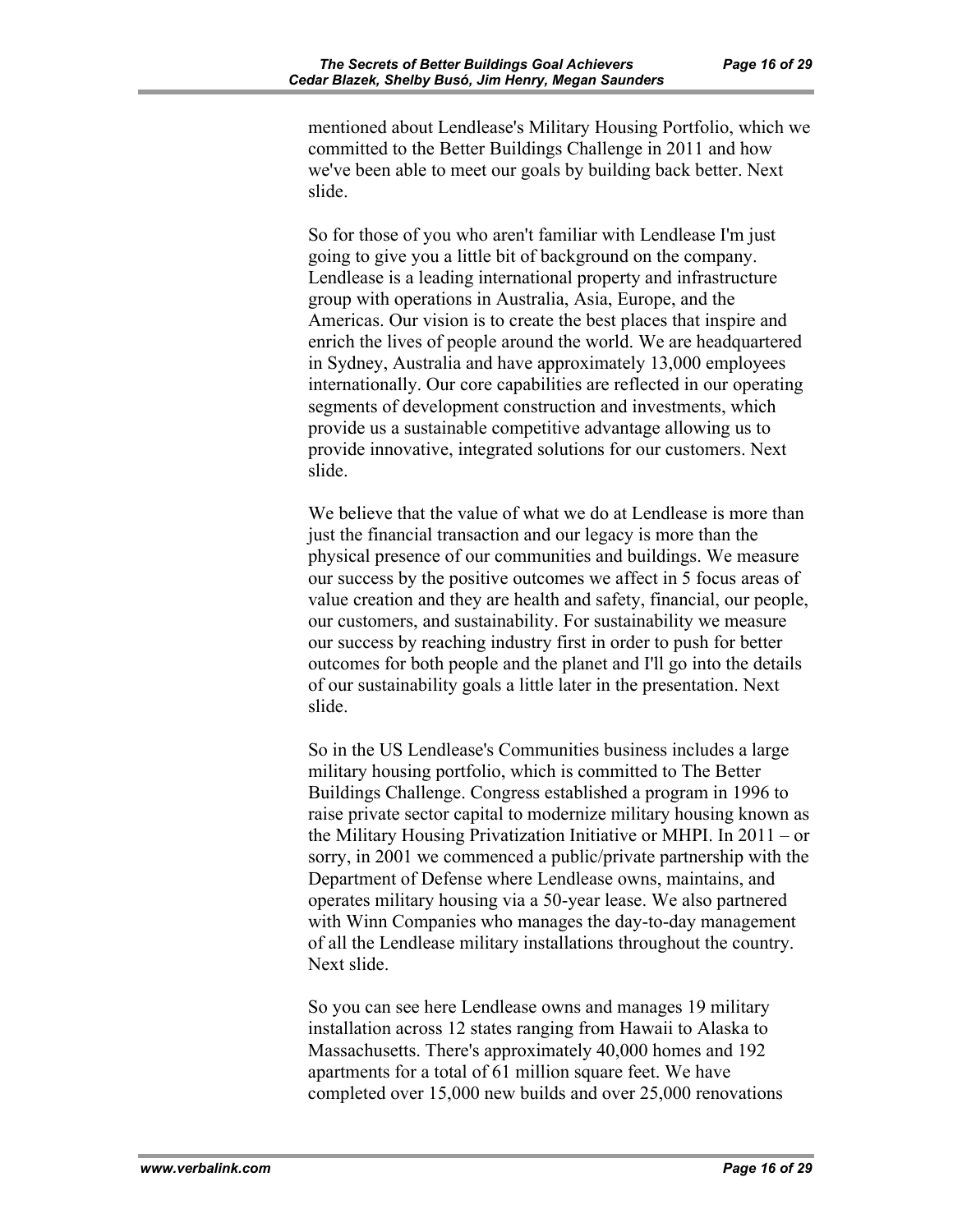mentioned about Lendlease's Military Housing Portfolio, which we committed to the Better Buildings Challenge in 2011 and how we've been able to meet our goals by building back better. Next slide.

So for those of you who aren't familiar with Lendlease I'm just going to give you a little bit of background on the company. Lendlease is a leading international property and infrastructure group with operations in Australia, Asia, Europe, and the Americas. Our vision is to create the best places that inspire and enrich the lives of people around the world. We are headquartered in Sydney, Australia and have approximately 13,000 employees internationally. Our core capabilities are reflected in our operating segments of development construction and investments, which provide us a sustainable competitive advantage allowing us to provide innovative, integrated solutions for our customers. Next slide.

We believe that the value of what we do at Lendlease is more than just the financial transaction and our legacy is more than the physical presence of our communities and buildings. We measure our success by the positive outcomes we affect in 5 focus areas of value creation and they are health and safety, financial, our people, our customers, and sustainability. For sustainability we measure our success by reaching industry first in order to push for better outcomes for both people and the planet and I'll go into the details of our sustainability goals a little later in the presentation. Next slide.

So in the US Lendlease's Communities business includes a large military housing portfolio, which is committed to The Better Buildings Challenge. Congress established a program in 1996 to raise private sector capital to modernize military housing known as the Military Housing Privatization Initiative or MHPI. In 2011 – or sorry, in 2001 we commenced a public/private partnership with the Department of Defense where Lendlease owns, maintains, and operates military housing via a 50-year lease. We also partnered with Winn Companies who manages the day-to-day management of all the Lendlease military installations throughout the country. Next slide.

So you can see here Lendlease owns and manages 19 military installation across 12 states ranging from Hawaii to Alaska to Massachusetts. There's approximately 40,000 homes and 192 apartments for a total of 61 million square feet. We have completed over 15,000 new builds and over 25,000 renovations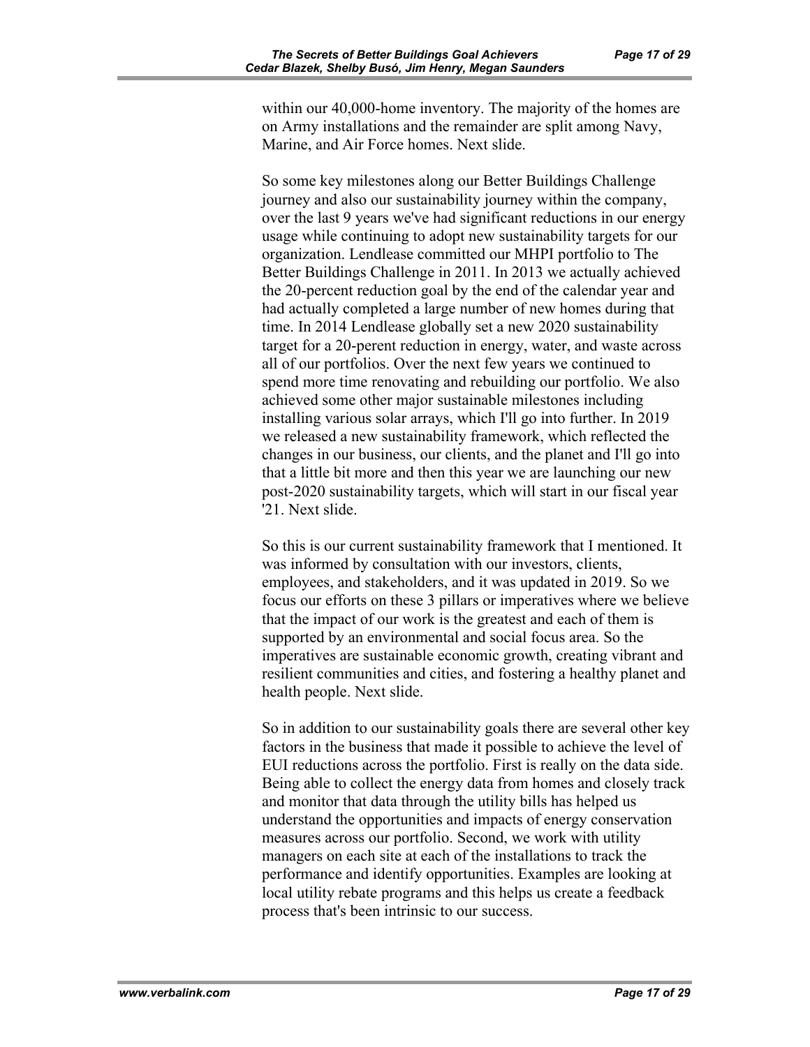within our 40,000-home inventory. The majority of the homes are on Army installations and the remainder are split among Navy, Marine, and Air Force homes. Next slide.

So some key milestones along our Better Buildings Challenge journey and also our sustainability journey within the company, over the last 9 years we've had significant reductions in our energy usage while continuing to adopt new sustainability targets for our organization. Lendlease committed our MHPI portfolio to The Better Buildings Challenge in 2011. In 2013 we actually achieved the 20-percent reduction goal by the end of the calendar year and had actually completed a large number of new homes during that time. In 2014 Lendlease globally set a new 2020 sustainability target for a 20-perent reduction in energy, water, and waste across all of our portfolios. Over the next few years we continued to spend more time renovating and rebuilding our portfolio. We also achieved some other major sustainable milestones including installing various solar arrays, which I'll go into further. In 2019 we released a new sustainability framework, which reflected the changes in our business, our clients, and the planet and I'll go into that a little bit more and then this year we are launching our new post-2020 sustainability targets, which will start in our fiscal year '21. Next slide.

So this is our current sustainability framework that I mentioned. It was informed by consultation with our investors, clients, employees, and stakeholders, and it was updated in 2019. So we focus our efforts on these 3 pillars or imperatives where we believe that the impact of our work is the greatest and each of them is supported by an environmental and social focus area. So the imperatives are sustainable economic growth, creating vibrant and resilient communities and cities, and fostering a healthy planet and health people. Next slide.

So in addition to our sustainability goals there are several other key factors in the business that made it possible to achieve the level of EUI reductions across the portfolio. First is really on the data side. Being able to collect the energy data from homes and closely track and monitor that data through the utility bills has helped us understand the opportunities and impacts of energy conservation measures across our portfolio. Second, we work with utility managers on each site at each of the installations to track the performance and identify opportunities. Examples are looking at local utility rebate programs and this helps us create a feedback process that's been intrinsic to our success.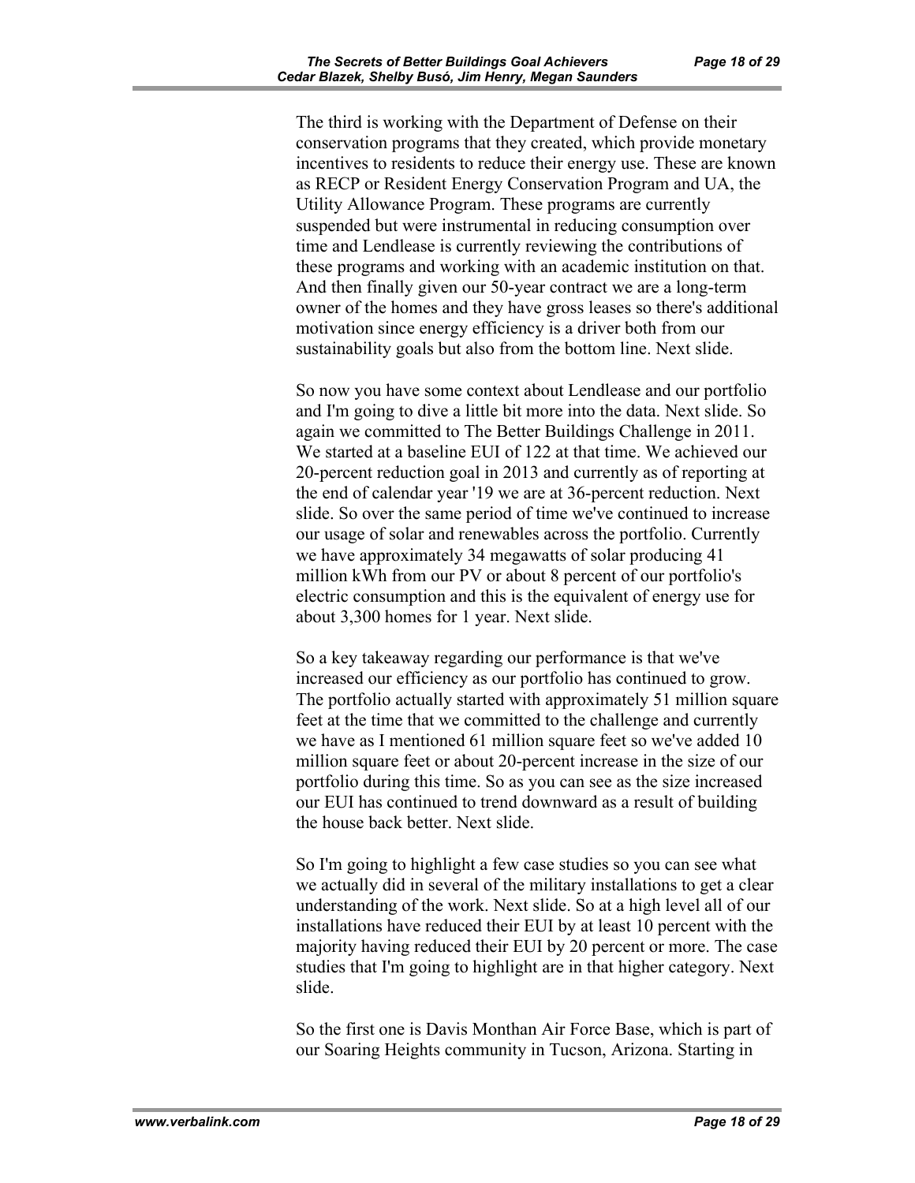The third is working with the Department of Defense on their conservation programs that they created, which provide monetary incentives to residents to reduce their energy use. These are known as RECP or Resident Energy Conservation Program and UA, the Utility Allowance Program. These programs are currently suspended but were instrumental in reducing consumption over time and Lendlease is currently reviewing the contributions of these programs and working with an academic institution on that. And then finally given our 50-year contract we are a long-term owner of the homes and they have gross leases so there's additional motivation since energy efficiency is a driver both from our sustainability goals but also from the bottom line. Next slide.

So now you have some context about Lendlease and our portfolio and I'm going to dive a little bit more into the data. Next slide. So again we committed to The Better Buildings Challenge in 2011. We started at a baseline EUI of 122 at that time. We achieved our 20-percent reduction goal in 2013 and currently as of reporting at the end of calendar year '19 we are at 36-percent reduction. Next slide. So over the same period of time we've continued to increase our usage of solar and renewables across the portfolio. Currently we have approximately 34 megawatts of solar producing 41 million kWh from our PV or about 8 percent of our portfolio's electric consumption and this is the equivalent of energy use for about 3,300 homes for 1 year. Next slide.

So a key takeaway regarding our performance is that we've increased our efficiency as our portfolio has continued to grow. The portfolio actually started with approximately 51 million square feet at the time that we committed to the challenge and currently we have as I mentioned 61 million square feet so we've added 10 million square feet or about 20-percent increase in the size of our portfolio during this time. So as you can see as the size increased our EUI has continued to trend downward as a result of building the house back better. Next slide.

So I'm going to highlight a few case studies so you can see what we actually did in several of the military installations to get a clear understanding of the work. Next slide. So at a high level all of our installations have reduced their EUI by at least 10 percent with the majority having reduced their EUI by 20 percent or more. The case studies that I'm going to highlight are in that higher category. Next slide.

So the first one is Davis Monthan Air Force Base, which is part of our Soaring Heights community in Tucson, Arizona. Starting in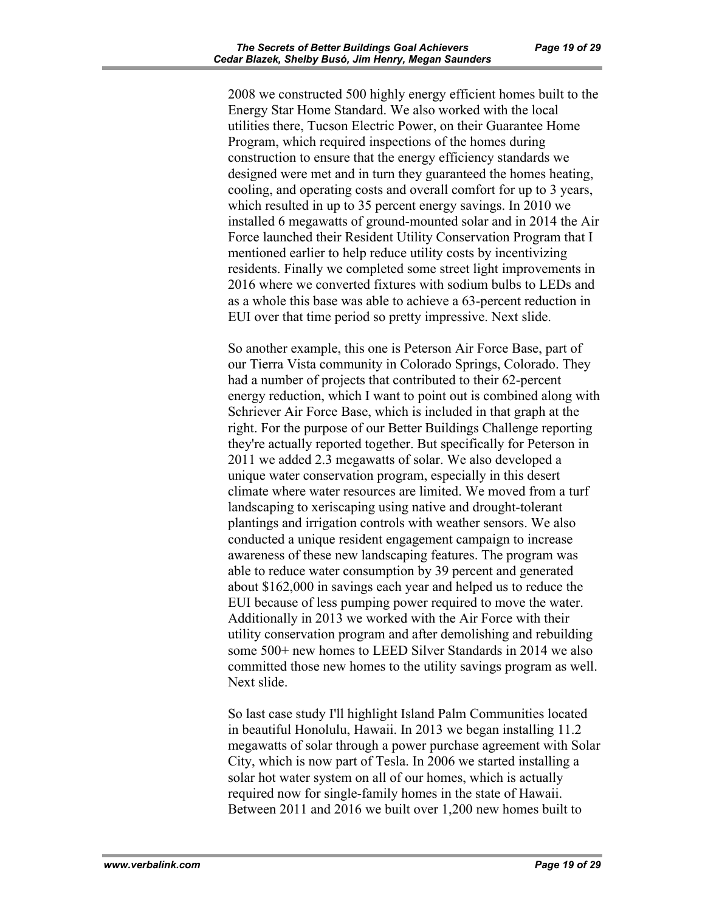2008 we constructed 500 highly energy efficient homes built to the Energy Star Home Standard. We also worked with the local utilities there, Tucson Electric Power, on their Guarantee Home Program, which required inspections of the homes during construction to ensure that the energy efficiency standards we designed were met and in turn they guaranteed the homes heating, cooling, and operating costs and overall comfort for up to 3 years, which resulted in up to 35 percent energy savings. In 2010 we installed 6 megawatts of ground-mounted solar and in 2014 the Air Force launched their Resident Utility Conservation Program that I mentioned earlier to help reduce utility costs by incentivizing residents. Finally we completed some street light improvements in 2016 where we converted fixtures with sodium bulbs to LEDs and as a whole this base was able to achieve a 63-percent reduction in EUI over that time period so pretty impressive. Next slide.

So another example, this one is Peterson Air Force Base, part of our Tierra Vista community in Colorado Springs, Colorado. They had a number of projects that contributed to their 62-percent energy reduction, which I want to point out is combined along with Schriever Air Force Base, which is included in that graph at the right. For the purpose of our Better Buildings Challenge reporting they're actually reported together. But specifically for Peterson in 2011 we added 2.3 megawatts of solar. We also developed a unique water conservation program, especially in this desert climate where water resources are limited. We moved from a turf landscaping to xeriscaping using native and drought-tolerant plantings and irrigation controls with weather sensors. We also conducted a unique resident engagement campaign to increase awareness of these new landscaping features. The program was able to reduce water consumption by 39 percent and generated about $162,000 in savings each year and helped us to reduce the EUI because of less pumping power required to move the water. Additionally in 2013 we worked with the Air Force with their utility conservation program and after demolishing and rebuilding some 500+ new homes to LEED Silver Standards in 2014 we also committed those new homes to the utility savings program as well. Next slide.

So last case study I'll highlight Island Palm Communities located in beautiful Honolulu, Hawaii. In 2013 we began installing 11.2 megawatts of solar through a power purchase agreement with Solar City, which is now part of Tesla. In 2006 we started installing a solar hot water system on all of our homes, which is actually required now for single-family homes in the state of Hawaii. Between 2011 and 2016 we built over 1,200 new homes built to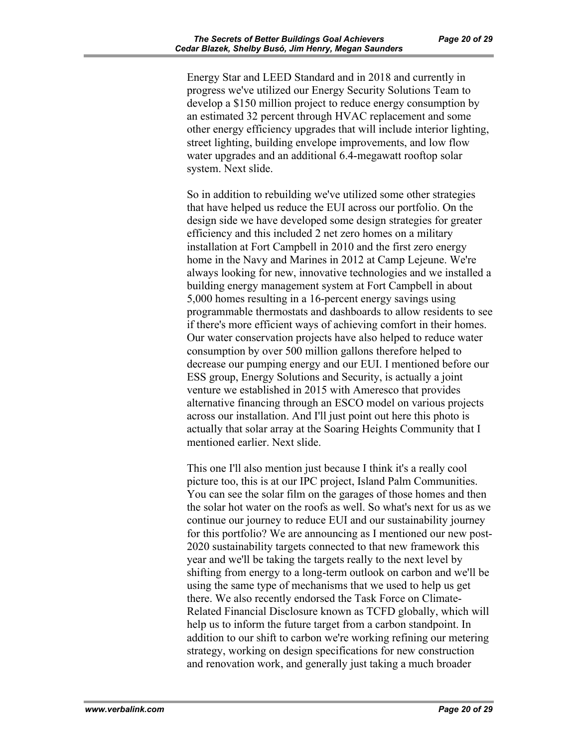Energy Star and LEED Standard and in 2018 and currently in progress we've utilized our Energy Security Solutions Team to develop a $150 million project to reduce energy consumption by an estimated 32 percent through HVAC replacement and some other energy efficiency upgrades that will include interior lighting, street lighting, building envelope improvements, and low flow water upgrades and an additional 6.4-megawatt rooftop solar system. Next slide.

So in addition to rebuilding we've utilized some other strategies that have helped us reduce the EUI across our portfolio. On the design side we have developed some design strategies for greater efficiency and this included 2 net zero homes on a military installation at Fort Campbell in 2010 and the first zero energy home in the Navy and Marines in 2012 at Camp Lejeune. We're always looking for new, innovative technologies and we installed a building energy management system at Fort Campbell in about 5,000 homes resulting in a 16-percent energy savings using programmable thermostats and dashboards to allow residents to see if there's more efficient ways of achieving comfort in their homes. Our water conservation projects have also helped to reduce water consumption by over 500 million gallons therefore helped to decrease our pumping energy and our EUI. I mentioned before our ESS group, Energy Solutions and Security, is actually a joint venture we established in 2015 with Ameresco that provides alternative financing through an ESCO model on various projects across our installation. And I'll just point out here this photo is actually that solar array at the Soaring Heights Community that I mentioned earlier. Next slide.

This one I'll also mention just because I think it's a really cool picture too, this is at our IPC project, Island Palm Communities. You can see the solar film on the garages of those homes and then the solar hot water on the roofs as well. So what's next for us as we continue our journey to reduce EUI and our sustainability journey for this portfolio? We are announcing as I mentioned our new post-2020 sustainability targets connected to that new framework this year and we'll be taking the targets really to the next level by shifting from energy to a long-term outlook on carbon and we'll be using the same type of mechanisms that we used to help us get there. We also recently endorsed the Task Force on Climate-Related Financial Disclosure known as TCFD globally, which will help us to inform the future target from a carbon standpoint. In addition to our shift to carbon we're working refining our metering strategy, working on design specifications for new construction and renovation work, and generally just taking a much broader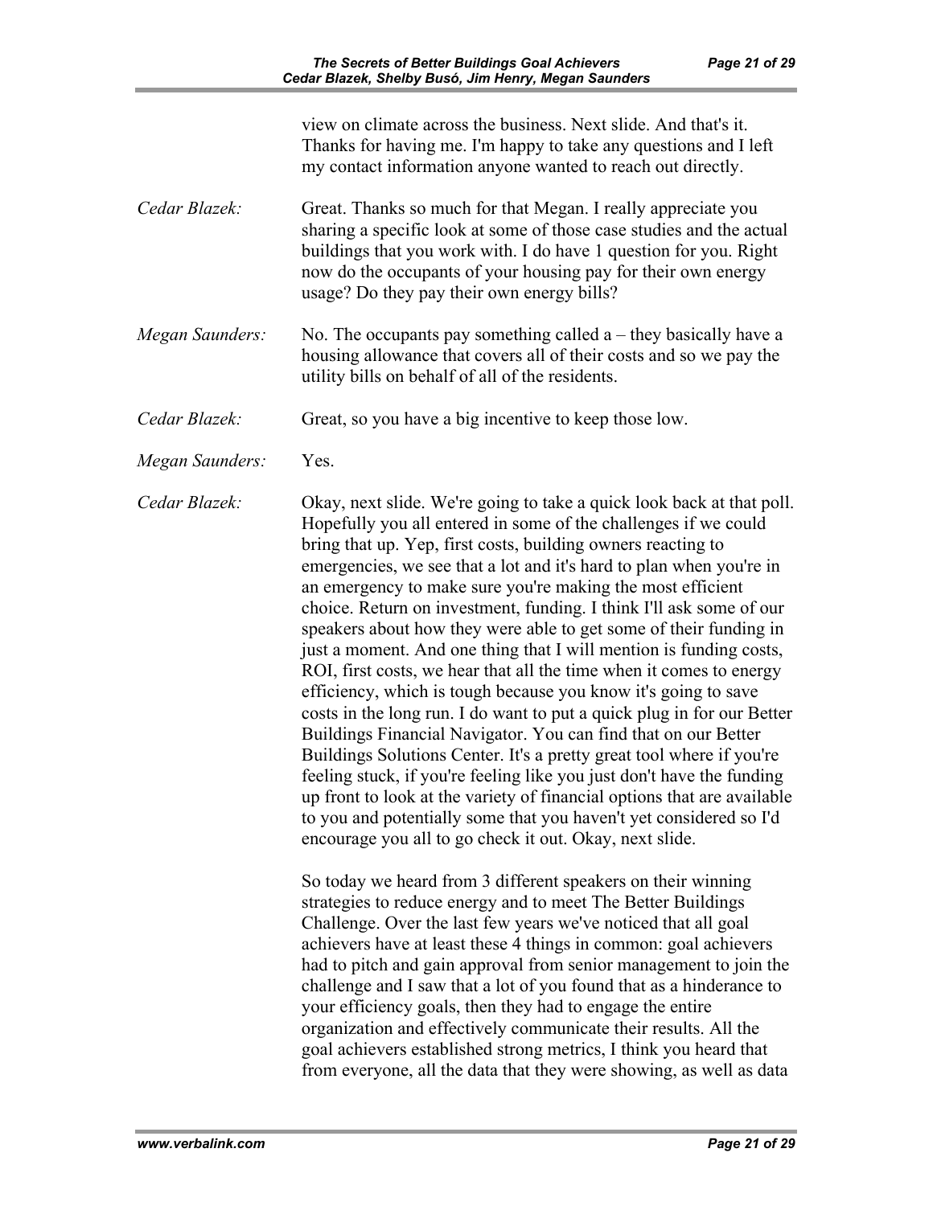view on climate across the business. Next slide. And that's it. Thanks for having me. I'm happy to take any questions and I left my contact information anyone wanted to reach out directly.

*Cedar Blazek:* Great. Thanks so much for that Megan. I really appreciate you sharing a specific look at some of those case studies and the actual buildings that you work with. I do have 1 question for you. Right now do the occupants of your housing pay for their own energy usage? Do they pay their own energy bills?

*Megan Saunders:* No. The occupants pay something called a – they basically have a housing allowance that covers all of their costs and so we pay the utility bills on behalf of all of the residents.

*Cedar Blazek:* Great, so you have a big incentive to keep those low.

*Megan Saunders:* Yes.

*Cedar Blazek:* Okay, next slide. We're going to take a quick look back at that poll. Hopefully you all entered in some of the challenges if we could bring that up. Yep, first costs, building owners reacting to emergencies, we see that a lot and it's hard to plan when you're in an emergency to make sure you're making the most efficient choice. Return on investment, funding. I think I'll ask some of our speakers about how they were able to get some of their funding in just a moment. And one thing that I will mention is funding costs, ROI, first costs, we hear that all the time when it comes to energy efficiency, which is tough because you know it's going to save costs in the long run. I do want to put a quick plug in for our Better Buildings Financial Navigator. You can find that on our Better Buildings Solutions Center. It's a pretty great tool where if you're feeling stuck, if you're feeling like you just don't have the funding up front to look at the variety of financial options that are available to you and potentially some that you haven't yet considered so I'd encourage you all to go check it out. Okay, next slide.

So today we heard from 3 different speakers on their winning strategies to reduce energy and to meet The Better Buildings Challenge. Over the last few years we've noticed that all goal achievers have at least these 4 things in common: goal achievers had to pitch and gain approval from senior management to join the challenge and I saw that a lot of you found that as a hinderance to your efficiency goals, then they had to engage the entire organization and effectively communicate their results. All the goal achievers established strong metrics, I think you heard that from everyone, all the data that they were showing, as well as data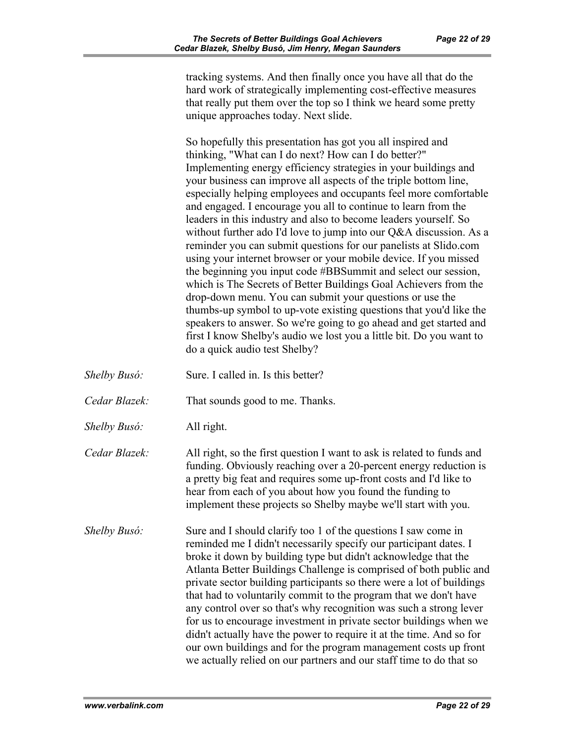tracking systems. And then finally once you have all that do the hard work of strategically implementing cost-effective measures that really put them over the top so I think we heard some pretty unique approaches today. Next slide.

So hopefully this presentation has got you all inspired and thinking, "What can I do next? How can I do better?" Implementing energy efficiency strategies in your buildings and your business can improve all aspects of the triple bottom line, especially helping employees and occupants feel more comfortable and engaged. I encourage you all to continue to learn from the leaders in this industry and also to become leaders yourself. So without further ado I'd love to jump into our Q&A discussion. As a reminder you can submit questions for our panelists at Slido.com using your internet browser or your mobile device. If you missed the beginning you input code #BBSummit and select our session, which is The Secrets of Better Buildings Goal Achievers from the drop-down menu. You can submit your questions or use the thumbs-up symbol to up-vote existing questions that you'd like the speakers to answer. So we're going to go ahead and get started and first I know Shelby's audio we lost you a little bit. Do you want to do a quick audio test Shelby?

*Shelby Busó:* Sure. I called in. Is this better?

*Cedar Blazek:* That sounds good to me. Thanks.

*Shelby Busó:* All right.

*Cedar Blazek:* All right, so the first question I want to ask is related to funds and funding. Obviously reaching over a 20-percent energy reduction is a pretty big feat and requires some up-front costs and I'd like to hear from each of you about how you found the funding to implement these projects so Shelby maybe we'll start with you.

*Shelby Busó:* Sure and I should clarify too 1 of the questions I saw come in reminded me I didn't necessarily specify our participant dates. I broke it down by building type but didn't acknowledge that the Atlanta Better Buildings Challenge is comprised of both public and private sector building participants so there were a lot of buildings that had to voluntarily commit to the program that we don't have any control over so that's why recognition was such a strong lever for us to encourage investment in private sector buildings when we didn't actually have the power to require it at the time. And so for our own buildings and for the program management costs up front we actually relied on our partners and our staff time to do that so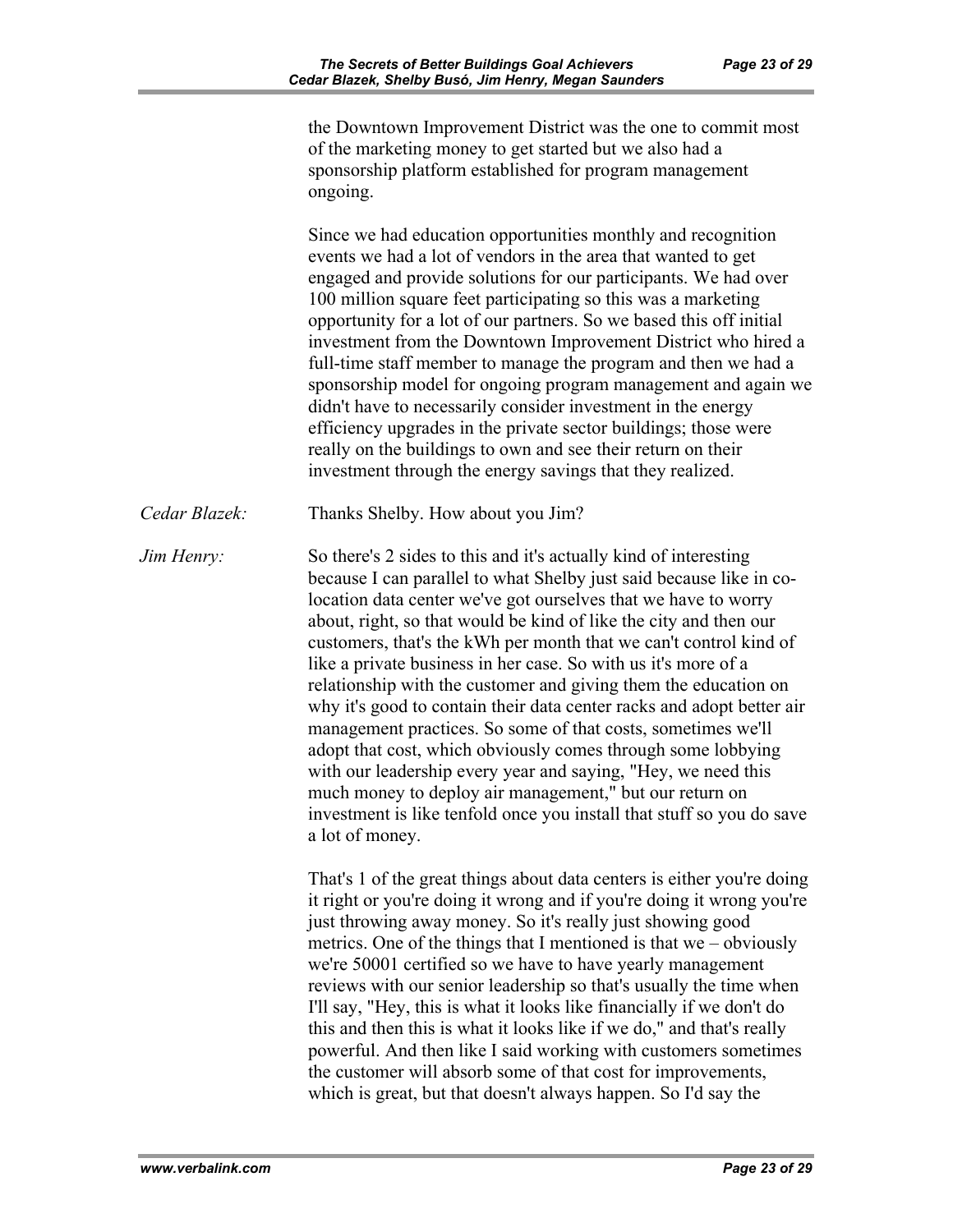the Downtown Improvement District was the one to commit most of the marketing money to get started but we also had a sponsorship platform established for program management ongoing.

Since we had education opportunities monthly and recognition events we had a lot of vendors in the area that wanted to get engaged and provide solutions for our participants. We had over 100 million square feet participating so this was a marketing opportunity for a lot of our partners. So we based this off initial investment from the Downtown Improvement District who hired a full-time staff member to manage the program and then we had a sponsorship model for ongoing program management and again we didn't have to necessarily consider investment in the energy efficiency upgrades in the private sector buildings; those were really on the buildings to own and see their return on their investment through the energy savings that they realized.

*Cedar Blazek:* Thanks Shelby. How about you Jim?

*Jim Henry:* So there's 2 sides to this and it's actually kind of interesting because I can parallel to what Shelby just said because like in co-location data center we've got ourselves that we have to worry about, right, so that would be kind of like the city and then our customers, that's the kWh per month that we can't control kind of like a private business in her case. So with us it's more of a relationship with the customer and giving them the education on why it's good to contain their data center racks and adopt better air management practices. So some of that costs, sometimes we'll adopt that cost, which obviously comes through some lobbying with our leadership every year and saying, "Hey, we need this much money to deploy air management," but our return on investment is like tenfold once you install that stuff so you do save a lot of money.

That's 1 of the great things about data centers is either you're doing it right or you're doing it wrong and if you're doing it wrong you're just throwing away money. So it's really just showing good metrics. One of the things that I mentioned is that we – obviously we're 50001 certified so we have to have yearly management reviews with our senior leadership so that's usually the time when I'll say, "Hey, this is what it looks like financially if we don't do this and then this is what it looks like if we do," and that's really powerful. And then like I said working with customers sometimes the customer will absorb some of that cost for improvements, which is great, but that doesn't always happen. So I'd say the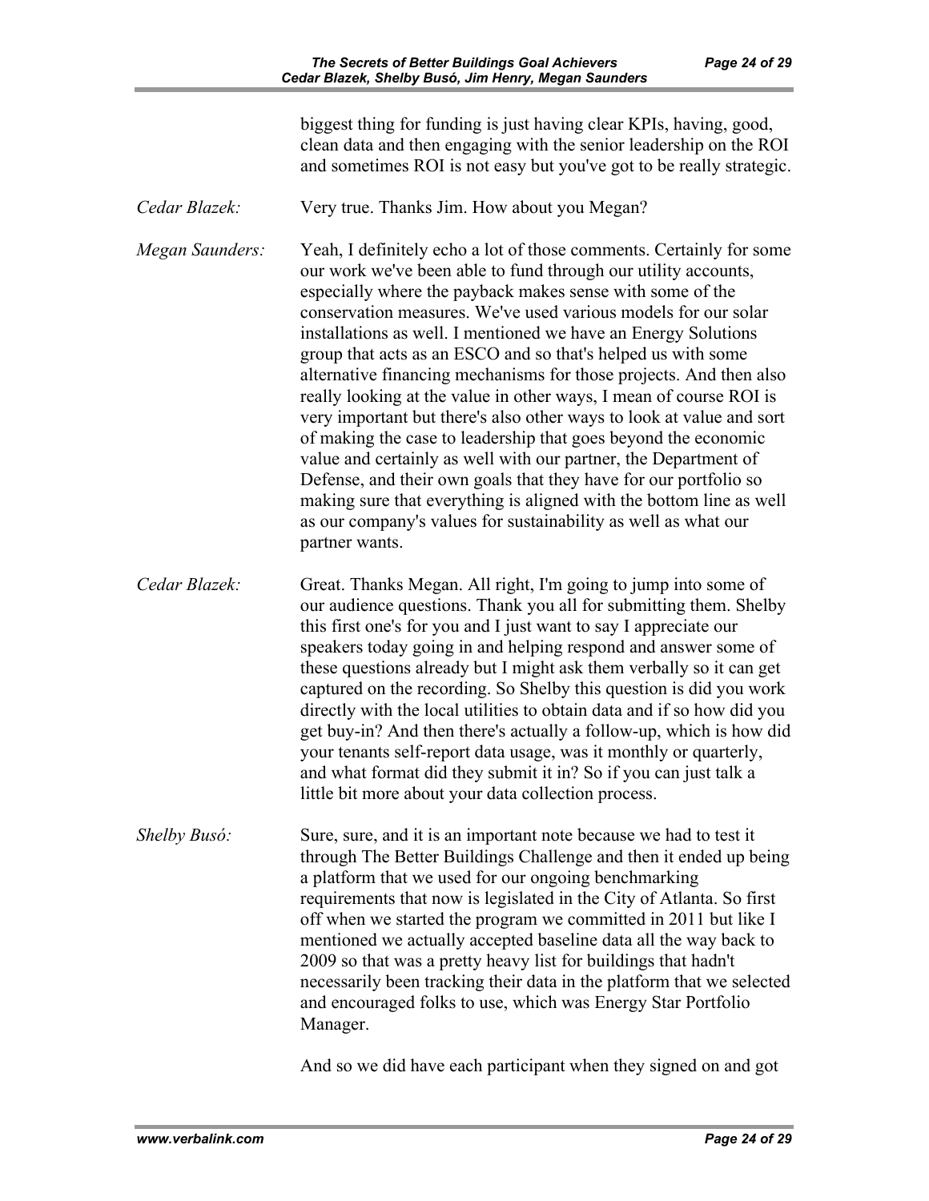biggest thing for funding is just having clear KPIs, having, good, clean data and then engaging with the senior leadership on the ROI and sometimes ROI is not easy but you've got to be really strategic.

*Cedar Blazek:* Very true. Thanks Jim. How about you Megan?

*Megan Saunders:* Yeah, I definitely echo a lot of those comments. Certainly for some our work we've been able to fund through our utility accounts, especially where the payback makes sense with some of the conservation measures. We've used various models for our solar installations as well. I mentioned we have an Energy Solutions group that acts as an ESCO and so that's helped us with some alternative financing mechanisms for those projects. And then also really looking at the value in other ways, I mean of course ROI is very important but there's also other ways to look at value and sort of making the case to leadership that goes beyond the economic value and certainly as well with our partner, the Department of Defense, and their own goals that they have for our portfolio so making sure that everything is aligned with the bottom line as well as our company's values for sustainability as well as what our partner wants.

*Cedar Blazek:* Great. Thanks Megan. All right, I'm going to jump into some of our audience questions. Thank you all for submitting them. Shelby this first one's for you and I just want to say I appreciate our speakers today going in and helping respond and answer some of these questions already but I might ask them verbally so it can get captured on the recording. So Shelby this question is did you work directly with the local utilities to obtain data and if so how did you get buy-in? And then there's actually a follow-up, which is how did your tenants self-report data usage, was it monthly or quarterly, and what format did they submit it in? So if you can just talk a little bit more about your data collection process.

*Shelby Busó:* Sure, sure, and it is an important note because we had to test it through The Better Buildings Challenge and then it ended up being a platform that we used for our ongoing benchmarking requirements that now is legislated in the City of Atlanta. So first off when we started the program we committed in 2011 but like I mentioned we actually accepted baseline data all the way back to 2009 so that was a pretty heavy list for buildings that hadn't necessarily been tracking their data in the platform that we selected and encouraged folks to use, which was Energy Star Portfolio Manager.

And so we did have each participant when they signed on and got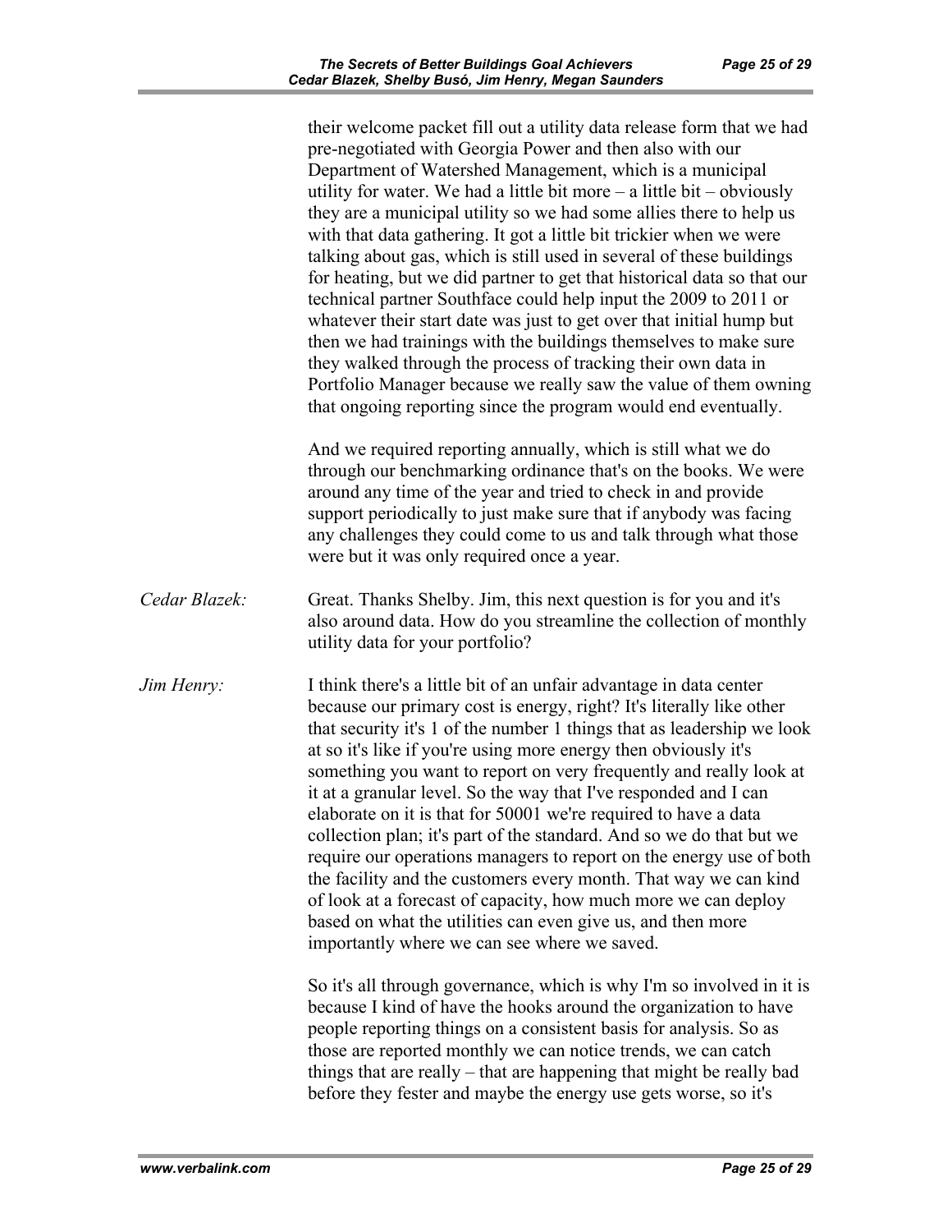their welcome packet fill out a utility data release form that we had pre-negotiated with Georgia Power and then also with our Department of Watershed Management, which is a municipal utility for water. We had a little bit more – a little bit – obviously they are a municipal utility so we had some allies there to help us with that data gathering. It got a little bit trickier when we were talking about gas, which is still used in several of these buildings for heating, but we did partner to get that historical data so that our technical partner Southface could help input the 2009 to 2011 or whatever their start date was just to get over that initial hump but then we had trainings with the buildings themselves to make sure they walked through the process of tracking their own data in Portfolio Manager because we really saw the value of them owning that ongoing reporting since the program would end eventually.

And we required reporting annually, which is still what we do through our benchmarking ordinance that's on the books. We were around any time of the year and tried to check in and provide support periodically to just make sure that if anybody was facing any challenges they could come to us and talk through what those were but it was only required once a year.

*Cedar Blazek:* Great. Thanks Shelby. Jim, this next question is for you and it's also around data. How do you streamline the collection of monthly utility data for your portfolio?

*Jim Henry:* I think there's a little bit of an unfair advantage in data center because our primary cost is energy, right? It's literally like other that security it's 1 of the number 1 things that as leadership we look at so it's like if you're using more energy then obviously it's something you want to report on very frequently and really look at it at a granular level. So the way that I've responded and I can elaborate on it is that for 50001 we're required to have a data collection plan; it's part of the standard. And so we do that but we require our operations managers to report on the energy use of both the facility and the customers every month. That way we can kind of look at a forecast of capacity, how much more we can deploy based on what the utilities can even give us, and then more importantly where we can see where we saved.

So it's all through governance, which is why I'm so involved in it is because I kind of have the hooks around the organization to have people reporting things on a consistent basis for analysis. So as those are reported monthly we can notice trends, we can catch things that are really – that are happening that might be really bad before they fester and maybe the energy use gets worse, so it's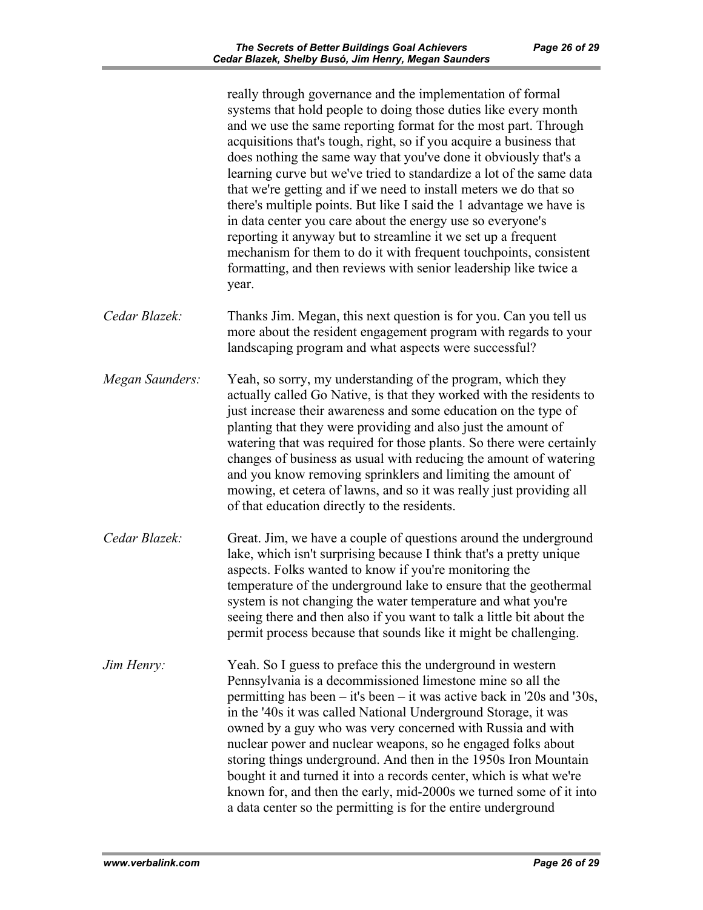really through governance and the implementation of formal systems that hold people to doing those duties like every month and we use the same reporting format for the most part. Through acquisitions that's tough, right, so if you acquire a business that does nothing the same way that you've done it obviously that's a learning curve but we've tried to standardize a lot of the same data that we're getting and if we need to install meters we do that so there's multiple points. But like I said the 1 advantage we have is in data center you care about the energy use so everyone's reporting it anyway but to streamline it we set up a frequent mechanism for them to do it with frequent touchpoints, consistent formatting, and then reviews with senior leadership like twice a year.

*Cedar Blazek:* Thanks Jim. Megan, this next question is for you. Can you tell us more about the resident engagement program with regards to your landscaping program and what aspects were successful?

*Megan Saunders:* Yeah, so sorry, my understanding of the program, which they actually called Go Native, is that they worked with the residents to just increase their awareness and some education on the type of planting that they were providing and also just the amount of watering that was required for those plants. So there were certainly changes of business as usual with reducing the amount of watering and you know removing sprinklers and limiting the amount of mowing, et cetera of lawns, and so it was really just providing all of that education directly to the residents.

*Cedar Blazek:* Great. Jim, we have a couple of questions around the underground lake, which isn't surprising because I think that's a pretty unique aspects. Folks wanted to know if you're monitoring the temperature of the underground lake to ensure that the geothermal system is not changing the water temperature and what you're seeing there and then also if you want to talk a little bit about the permit process because that sounds like it might be challenging.

*Jim Henry:* Yeah. So I guess to preface this the underground in western Pennsylvania is a decommissioned limestone mine so all the permitting has been – it's been – it was active back in '20s and '30s, in the '40s it was called National Underground Storage, it was owned by a guy who was very concerned with Russia and with nuclear power and nuclear weapons, so he engaged folks about storing things underground. And then in the 1950s Iron Mountain bought it and turned it into a records center, which is what we're known for, and then the early, mid-2000s we turned some of it into a data center so the permitting is for the entire underground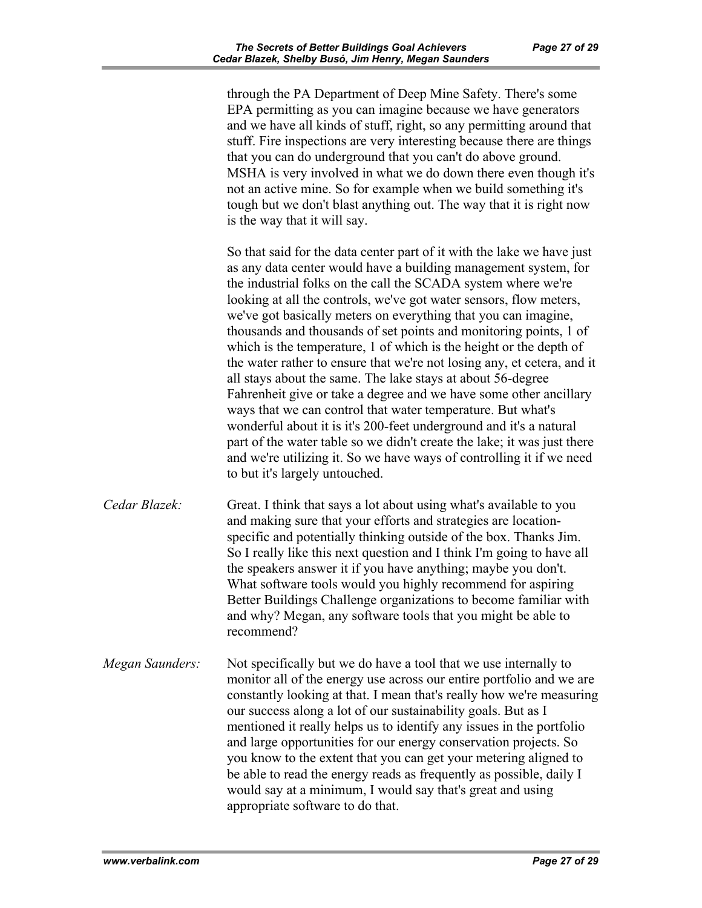through the PA Department of Deep Mine Safety. There's some EPA permitting as you can imagine because we have generators and we have all kinds of stuff, right, so any permitting around that stuff. Fire inspections are very interesting because there are things that you can do underground that you can't do above ground. MSHA is very involved in what we do down there even though it's not an active mine. So for example when we build something it's tough but we don't blast anything out. The way that it is right now is the way that it will say.

So that said for the data center part of it with the lake we have just as any data center would have a building management system, for the industrial folks on the call the SCADA system where we're looking at all the controls, we've got water sensors, flow meters, we've got basically meters on everything that you can imagine, thousands and thousands of set points and monitoring points, 1 of which is the temperature, 1 of which is the height or the depth of the water rather to ensure that we're not losing any, et cetera, and it all stays about the same. The lake stays at about 56-degree Fahrenheit give or take a degree and we have some other ancillary ways that we can control that water temperature. But what's wonderful about it is it's 200-feet underground and it's a natural part of the water table so we didn't create the lake; it was just there and we're utilizing it. So we have ways of controlling it if we need to but it's largely untouched.

*Cedar Blazek:* Great. I think that says a lot about using what's available to you and making sure that your efforts and strategies are location-specific and potentially thinking outside of the box. Thanks Jim. So I really like this next question and I think I'm going to have all the speakers answer it if you have anything; maybe you don't. What software tools would you highly recommend for aspiring Better Buildings Challenge organizations to become familiar with and why? Megan, any software tools that you might be able to recommend?

*Megan Saunders:* Not specifically but we do have a tool that we use internally to monitor all of the energy use across our entire portfolio and we are constantly looking at that. I mean that's really how we're measuring our success along a lot of our sustainability goals. But as I mentioned it really helps us to identify any issues in the portfolio and large opportunities for our energy conservation projects. So you know to the extent that you can get your metering aligned to be able to read the energy reads as frequently as possible, daily I would say at a minimum, I would say that's great and using appropriate software to do that.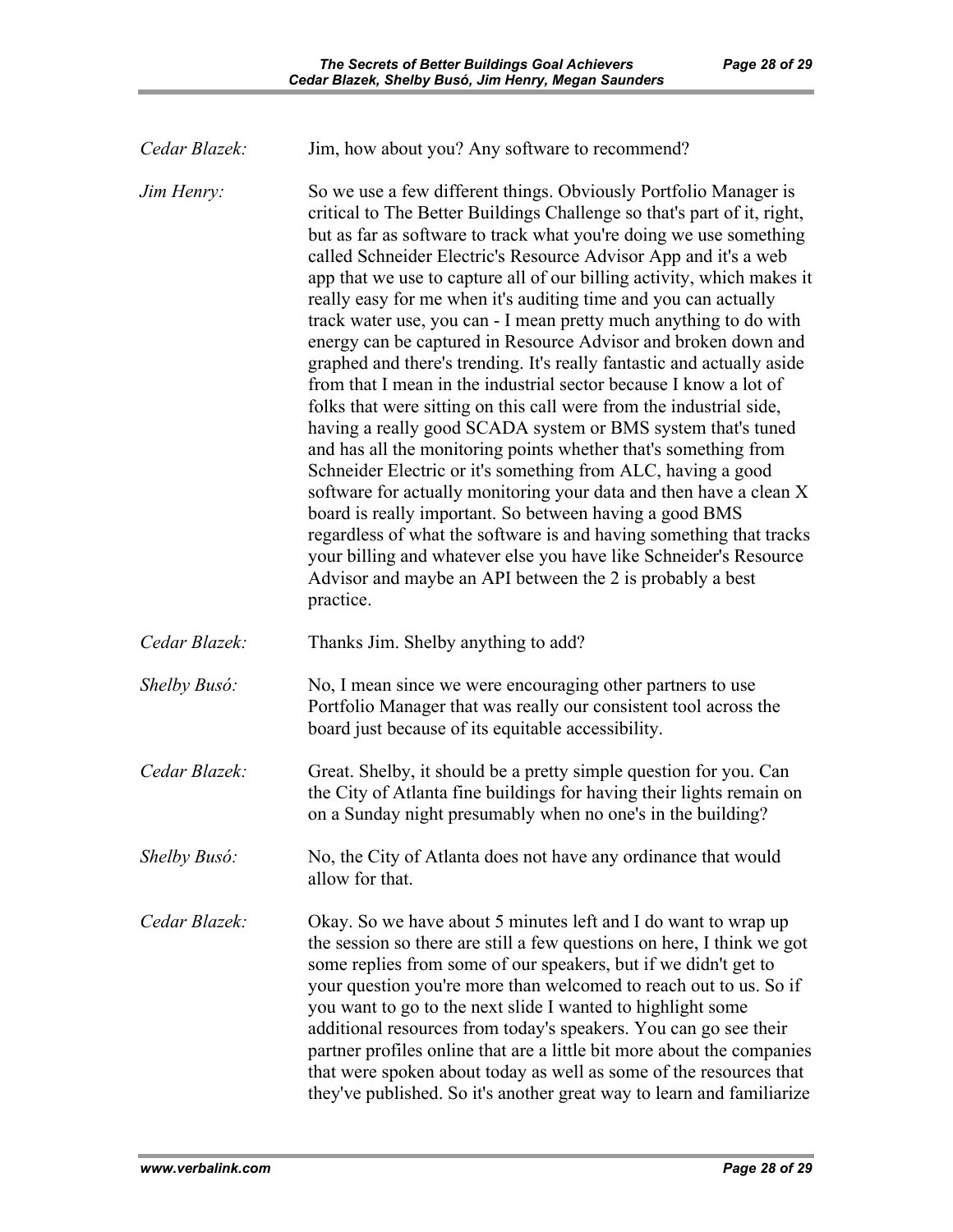*Cedar Blazek:* Jim, how about you? Any software to recommend?

*Jim Henry:* So we use a few different things. Obviously Portfolio Manager is critical to The Better Buildings Challenge so that's part of it, right, but as far as software to track what you're doing we use something called Schneider Electric's Resource Advisor App and it's a web app that we use to capture all of our billing activity, which makes it really easy for me when it's auditing time and you can actually track water use, you can - I mean pretty much anything to do with energy can be captured in Resource Advisor and broken down and graphed and there's trending. It's really fantastic and actually aside from that I mean in the industrial sector because I know a lot of folks that were sitting on this call were from the industrial side, having a really good SCADA system or BMS system that's tuned and has all the monitoring points whether that's something from Schneider Electric or it's something from ALC, having a good software for actually monitoring your data and then have a clean X board is really important. So between having a good BMS regardless of what the software is and having something that tracks your billing and whatever else you have like Schneider's Resource Advisor and maybe an API between the 2 is probably a best practice.

*Cedar Blazek:* Thanks Jim. Shelby anything to add?

*Shelby Busó:* No, I mean since we were encouraging other partners to use Portfolio Manager that was really our consistent tool across the board just because of its equitable accessibility.

*Cedar Blazek:* Great. Shelby, it should be a pretty simple question for you. Can the City of Atlanta fine buildings for having their lights remain on on a Sunday night presumably when no one's in the building?

*Shelby Busó:* No, the City of Atlanta does not have any ordinance that would allow for that.

*Cedar Blazek:* Okay. So we have about 5 minutes left and I do want to wrap up the session so there are still a few questions on here, I think we got some replies from some of our speakers, but if we didn't get to your question you're more than welcomed to reach out to us. So if you want to go to the next slide I wanted to highlight some additional resources from today's speakers. You can go see their partner profiles online that are a little bit more about the companies that were spoken about today as well as some of the resources that they've published. So it's another great way to learn and familiarize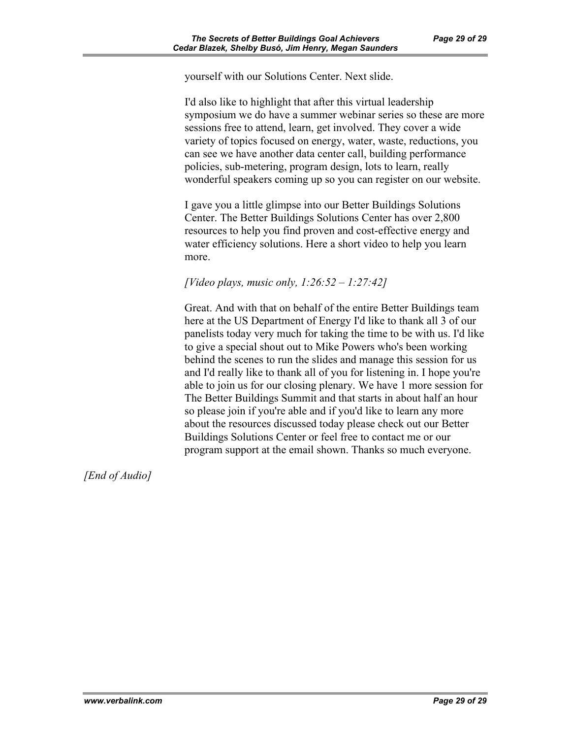yourself with our Solutions Center. Next slide.

I'd also like to highlight that after this virtual leadership symposium we do have a summer webinar series so these are more sessions free to attend, learn, get involved. They cover a wide variety of topics focused on energy, water, waste, reductions, you can see we have another data center call, building performance policies, sub-metering, program design, lots to learn, really wonderful speakers coming up so you can register on our website.

I gave you a little glimpse into our Better Buildings Solutions Center. The Better Buildings Solutions Center has over 2,800 resources to help you find proven and cost-effective energy and water efficiency solutions. Here a short video to help you learn more.

*[Video plays, music only, 1:26:52 – 1:27:42]*

Great. And with that on behalf of the entire Better Buildings team here at the US Department of Energy I'd like to thank all 3 of our panelists today very much for taking the time to be with us. I'd like to give a special shout out to Mike Powers who's been working behind the scenes to run the slides and manage this session for us and I'd really like to thank all of you for listening in. I hope you're able to join us for our closing plenary. We have 1 more session for The Better Buildings Summit and that starts in about half an hour so please join if you're able and if you'd like to learn any more about the resources discussed today please check out our Better Buildings Solutions Center or feel free to contact me or our program support at the email shown. Thanks so much everyone.

*[End of Audio]*